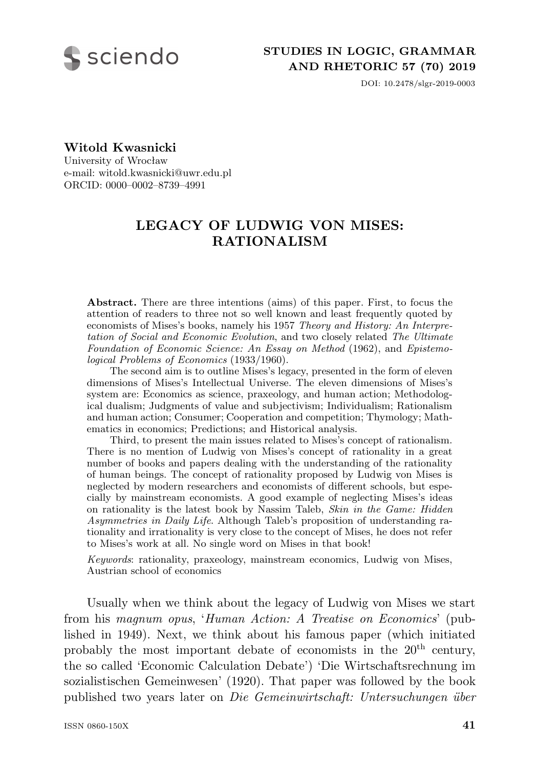**Witold Kwasnicki**
University of Wrocław
e-mail: witold.kwasnicki@uwr.edu.pl
ORCID: 0000–0002–8739–4991

# LEGACY OF LUDWIG VON MISES: RATIONALISM

**Abstract.** There are three intentions (aims) of this paper. First, to focus the attention of readers to three not so well known and least frequently quoted by economists of Mises's books, namely his 1957 *Theory and History: An Interpretation of Social and Economic Evolution*, and two closely related *The Ultimate Foundation of Economic Science: An Essay on Method* (1962), and *Epistemological Problems of Economics* (1933/1960).

The second aim is to outline Mises's legacy, presented in the form of eleven dimensions of Mises's Intellectual Universe. The eleven dimensions of Mises's system are: Economics as science, praxeology, and human action; Methodological dualism; Judgments of value and subjectivism; Individualism; Rationalism and human action; Consumer; Cooperation and competition; Thymology; Mathematics in economics; Predictions; and Historical analysis.

Third, to present the main issues related to Mises's concept of rationalism. There is no mention of Ludwig von Mises's concept of rationality in a great number of books and papers dealing with the understanding of the rationality of human beings. The concept of rationality proposed by Ludwig von Mises is neglected by modern researchers and economists of different schools, but especially by mainstream economists. A good example of neglecting Mises's ideas on rationality is the latest book by Nassim Taleb, *Skin in the Game: Hidden Asymmetries in Daily Life*. Although Taleb's proposition of understanding rationality and irrationality is very close to the concept of Mises, he does not refer to Mises's work at all. No single word on Mises in that book!

*Keywords*: rationality, praxeology, mainstream economics, Ludwig von Mises, Austrian school of economics

Usually when we think about the legacy of Ludwig von Mises we start from his *magnum opus*, '*Human Action: A Treatise on Economics*' (published in 1949). Next, we think about his famous paper (which initiated probably the most important debate of economists in the 20th century, the so called 'Economic Calculation Debate') 'Die Wirtschaftsrechnung im sozialistischen Gemeinwesen' (1920). That paper was followed by the book published two years later on *Die Gemeinwirtschaft: Untersuchungen über*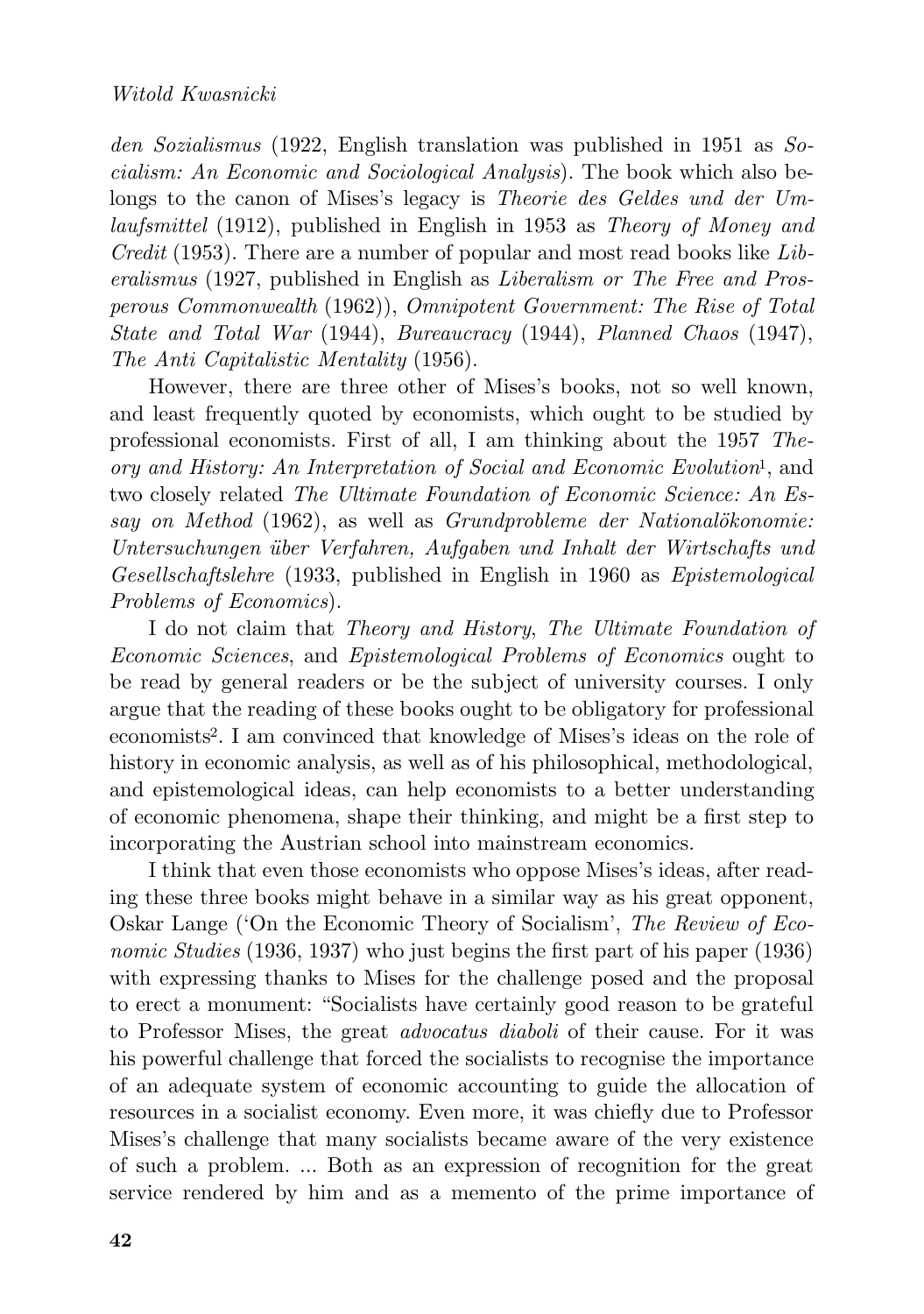*den Sozialismus* (1922, English translation was published in 1951 as *Socialism: An Economic and Sociological Analysis*). The book which also belongs to the canon of Mises's legacy is *Theorie des Geldes und der Umlaufsmittel* (1912), published in English in 1953 as *Theory of Money and Credit* (1953). There are a number of popular and most read books like *Liberalismus* (1927, published in English as *Liberalism or The Free and Prosperous Commonwealth* (1962)), *Omnipotent Government: The Rise of Total State and Total War* (1944), *Bureaucracy* (1944), *Planned Chaos* (1947), *The Anti Capitalistic Mentality* (1956).

However, there are three other of Mises's books, not so well known, and least frequently quoted by economists, which ought to be studied by professional economists. First of all, I am thinking about the 1957 *Theory and History: An Interpretation of Social and Economic Evolution*[1], and two closely related *The Ultimate Foundation of Economic Science: An Essay on Method* (1962), as well as *Grundprobleme der Nationalökonomie: Untersuchungen über Verfahren, Aufgaben und Inhalt der Wirtschafts und Gesellschaftslehre* (1933, published in English in 1960 as *Epistemological Problems of Economics*).

I do not claim that *Theory and History*, *The Ultimate Foundation of Economic Sciences*, and *Epistemological Problems of Economics* ought to be read by general readers or be the subject of university courses. I only argue that the reading of these books ought to be obligatory for professional economists[2]. I am convinced that knowledge of Mises's ideas on the role of history in economic analysis, as well as of his philosophical, methodological, and epistemological ideas, can help economists to a better understanding of economic phenomena, shape their thinking, and might be a first step to incorporating the Austrian school into mainstream economics.

I think that even those economists who oppose Mises's ideas, after reading these three books might behave in a similar way as his great opponent, Oskar Lange ('On the Economic Theory of Socialism', *The Review of Economic Studies* (1936, 1937) who just begins the first part of his paper (1936) with expressing thanks to Mises for the challenge posed and the proposal to erect a monument: "Socialists have certainly good reason to be grateful to Professor Mises, the great *advocatus diaboli* of their cause. For it was his powerful challenge that forced the socialists to recognise the importance of an adequate system of economic accounting to guide the allocation of resources in a socialist economy. Even more, it was chiefly due to Professor Mises's challenge that many socialists became aware of the very existence of such a problem. ... Both as an expression of recognition for the great service rendered by him and as a memento of the prime importance of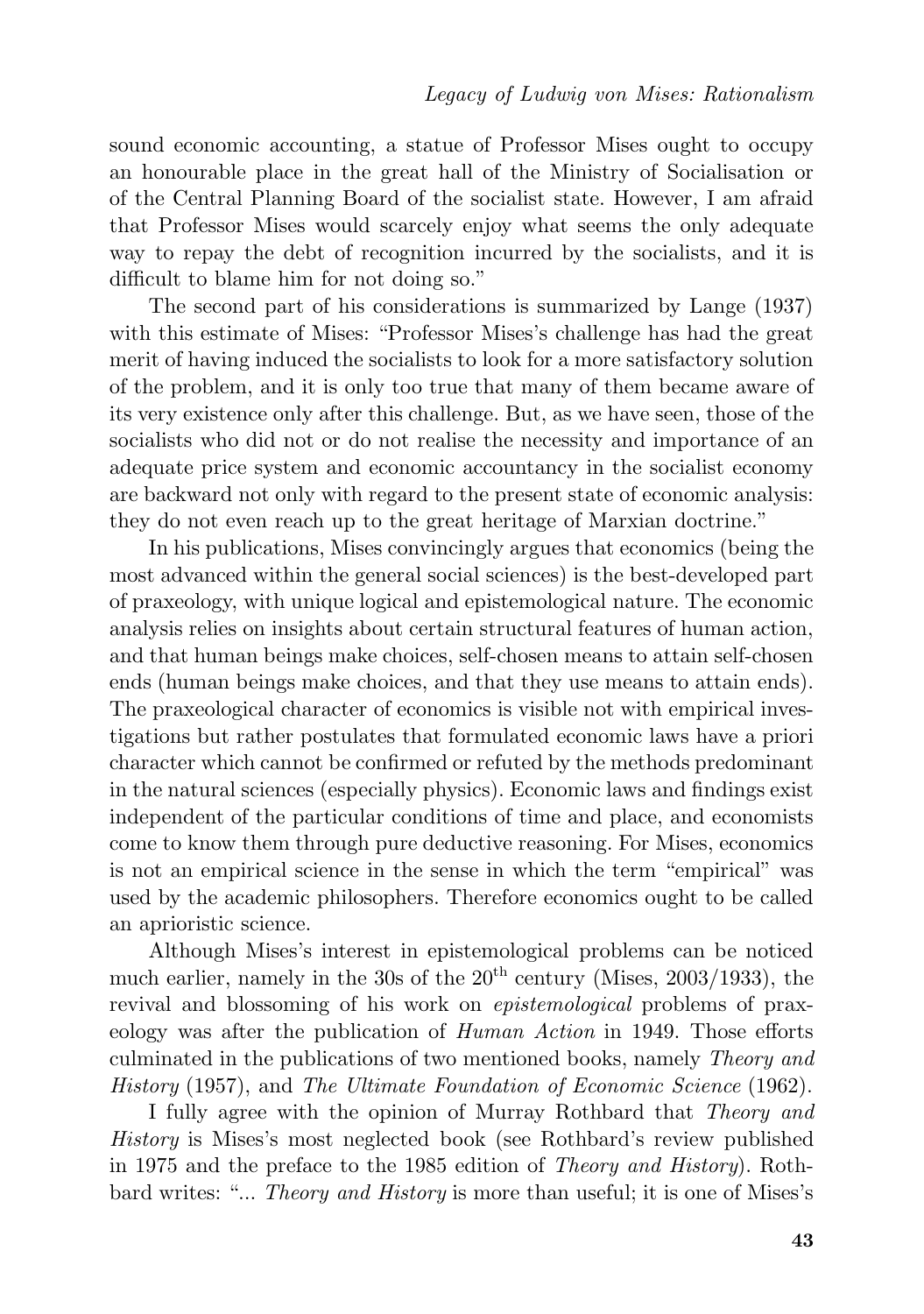sound economic accounting, a statue of Professor Mises ought to occupy an honourable place in the great hall of the Ministry of Socialisation or of the Central Planning Board of the socialist state. However, I am afraid that Professor Mises would scarcely enjoy what seems the only adequate way to repay the debt of recognition incurred by the socialists, and it is difficult to blame him for not doing so."

The second part of his considerations is summarized by Lange (1937) with this estimate of Mises: "Professor Mises's challenge has had the great merit of having induced the socialists to look for a more satisfactory solution of the problem, and it is only too true that many of them became aware of its very existence only after this challenge. But, as we have seen, those of the socialists who did not or do not realise the necessity and importance of an adequate price system and economic accountancy in the socialist economy are backward not only with regard to the present state of economic analysis: they do not even reach up to the great heritage of Marxian doctrine."

In his publications, Mises convincingly argues that economics (being the most advanced within the general social sciences) is the best-developed part of praxeology, with unique logical and epistemological nature. The economic analysis relies on insights about certain structural features of human action, and that human beings make choices, self-chosen means to attain self-chosen ends (human beings make choices, and that they use means to attain ends). The praxeological character of economics is visible not with empirical investigations but rather postulates that formulated economic laws have a priori character which cannot be confirmed or refuted by the methods predominant in the natural sciences (especially physics). Economic laws and findings exist independent of the particular conditions of time and place, and economists come to know them through pure deductive reasoning. For Mises, economics is not an empirical science in the sense in which the term "empirical" was used by the academic philosophers. Therefore economics ought to be called an aprioristic science.

Although Mises's interest in epistemological problems can be noticed much earlier, namely in the 30s of the 20th century (Mises, 2003/1933), the revival and blossoming of his work on *epistemological* problems of praxeology was after the publication of *Human Action* in 1949. Those efforts culminated in the publications of two mentioned books, namely *Theory and History* (1957), and *The Ultimate Foundation of Economic Science* (1962).

I fully agree with the opinion of Murray Rothbard that *Theory and History* is Mises's most neglected book (see Rothbard's review published in 1975 and the preface to the 1985 edition of *Theory and History*). Rothbard writes: "... *Theory and History* is more than useful; it is one of Mises's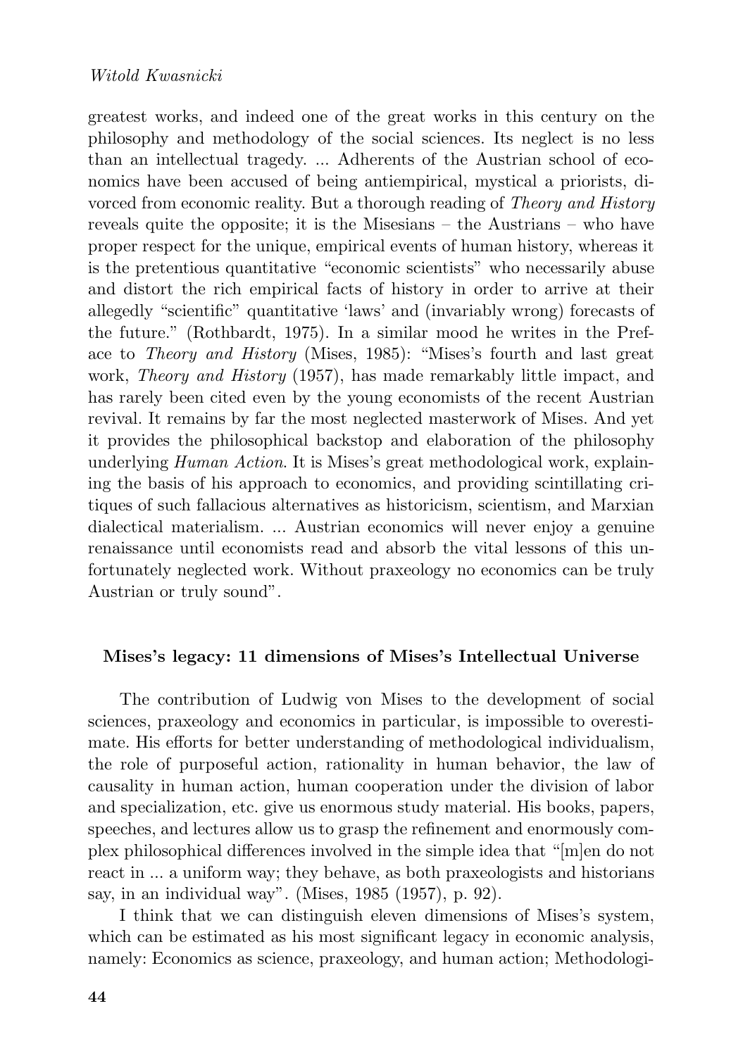greatest works, and indeed one of the great works in this century on the philosophy and methodology of the social sciences. Its neglect is no less than an intellectual tragedy. ... Adherents of the Austrian school of economics have been accused of being antiempirical, mystical a priorists, divorced from economic reality. But a thorough reading of *Theory and History* reveals quite the opposite; it is the Misesians – the Austrians – who have proper respect for the unique, empirical events of human history, whereas it is the pretentious quantitative "economic scientists" who necessarily abuse and distort the rich empirical facts of history in order to arrive at their allegedly "scientific" quantitative 'laws' and (invariably wrong) forecasts of the future." (Rothbardt, 1975). In a similar mood he writes in the Preface to *Theory and History* (Mises, 1985): "Mises's fourth and last great work, *Theory and History* (1957), has made remarkably little impact, and has rarely been cited even by the young economists of the recent Austrian revival. It remains by far the most neglected masterwork of Mises. And yet it provides the philosophical backstop and elaboration of the philosophy underlying *Human Action*. It is Mises's great methodological work, explaining the basis of his approach to economics, and providing scintillating critiques of such fallacious alternatives as historicism, scientism, and Marxian dialectical materialism. ... Austrian economics will never enjoy a genuine renaissance until economists read and absorb the vital lessons of this unfortunately neglected work. Without praxeology no economics can be truly Austrian or truly sound".

## Mises's legacy: 11 dimensions of Mises's Intellectual Universe

The contribution of Ludwig von Mises to the development of social sciences, praxeology and economics in particular, is impossible to overestimate. His efforts for better understanding of methodological individualism, the role of purposeful action, rationality in human behavior, the law of causality in human action, human cooperation under the division of labor and specialization, etc. give us enormous study material. His books, papers, speeches, and lectures allow us to grasp the refinement and enormously complex philosophical differences involved in the simple idea that "[m]en do not react in ... a uniform way; they behave, as both praxeologists and historians say, in an individual way". (Mises, 1985 (1957), p. 92).

I think that we can distinguish eleven dimensions of Mises's system, which can be estimated as his most significant legacy in economic analysis, namely: Economics as science, praxeology, and human action; Methodologi-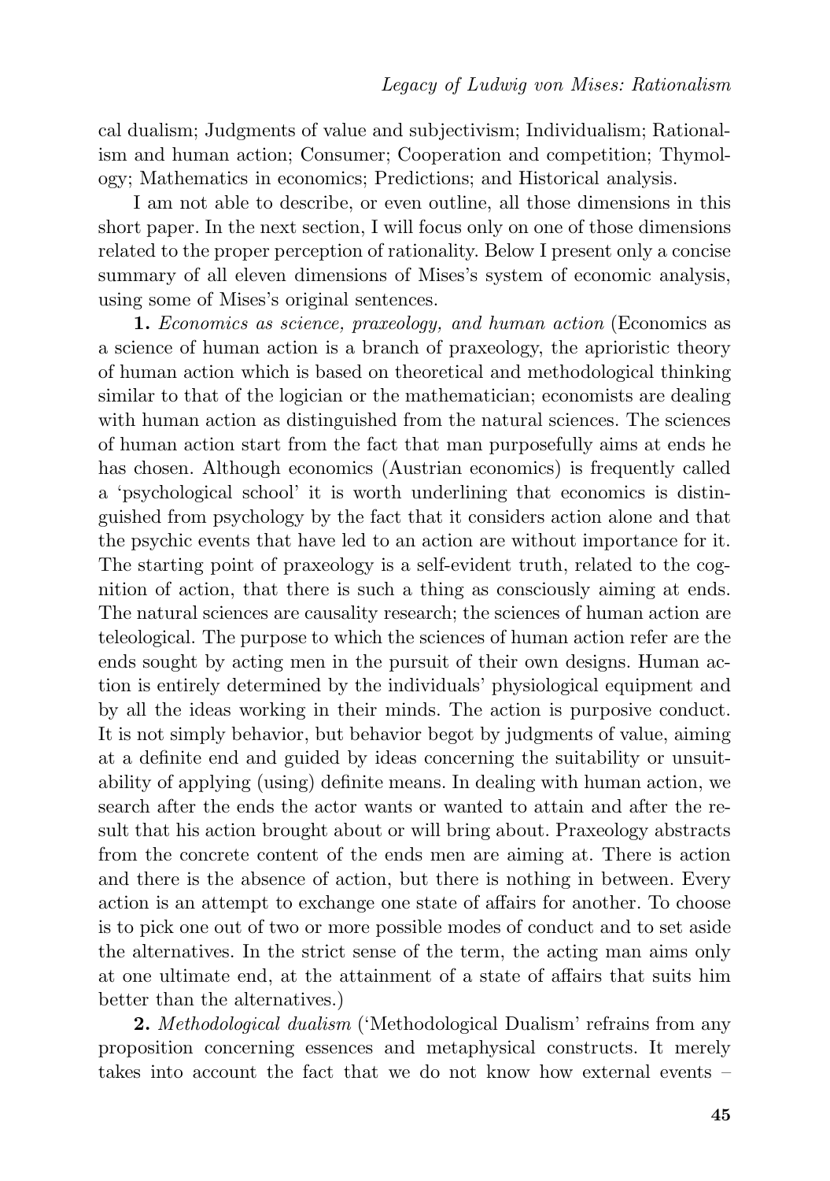cal dualism; Judgments of value and subjectivism; Individualism; Rationalism and human action; Consumer; Cooperation and competition; Thymology; Mathematics in economics; Predictions; and Historical analysis.

I am not able to describe, or even outline, all those dimensions in this short paper. In the next section, I will focus only on one of those dimensions related to the proper perception of rationality. Below I present only a concise summary of all eleven dimensions of Mises's system of economic analysis, using some of Mises's original sentences.

**1.** *Economics as science, praxeology, and human action* (Economics as a science of human action is a branch of praxeology, the aprioristic theory of human action which is based on theoretical and methodological thinking similar to that of the logician or the mathematician; economists are dealing with human action as distinguished from the natural sciences. The sciences of human action start from the fact that man purposefully aims at ends he has chosen. Although economics (Austrian economics) is frequently called a 'psychological school' it is worth underlining that economics is distinguished from psychology by the fact that it considers action alone and that the psychic events that have led to an action are without importance for it. The starting point of praxeology is a self-evident truth, related to the cognition of action, that there is such a thing as consciously aiming at ends. The natural sciences are causality research; the sciences of human action are teleological. The purpose to which the sciences of human action refer are the ends sought by acting men in the pursuit of their own designs. Human action is entirely determined by the individuals' physiological equipment and by all the ideas working in their minds. The action is purposive conduct. It is not simply behavior, but behavior begot by judgments of value, aiming at a definite end and guided by ideas concerning the suitability or unsuitability of applying (using) definite means. In dealing with human action, we search after the ends the actor wants or wanted to attain and after the result that his action brought about or will bring about. Praxeology abstracts from the concrete content of the ends men are aiming at. There is action and there is the absence of action, but there is nothing in between. Every action is an attempt to exchange one state of affairs for another. To choose is to pick one out of two or more possible modes of conduct and to set aside the alternatives. In the strict sense of the term, the acting man aims only at one ultimate end, at the attainment of a state of affairs that suits him better than the alternatives.)

**2.** *Methodological dualism* ('Methodological Dualism' refrains from any proposition concerning essences and metaphysical constructs. It merely takes into account the fact that we do not know how external events –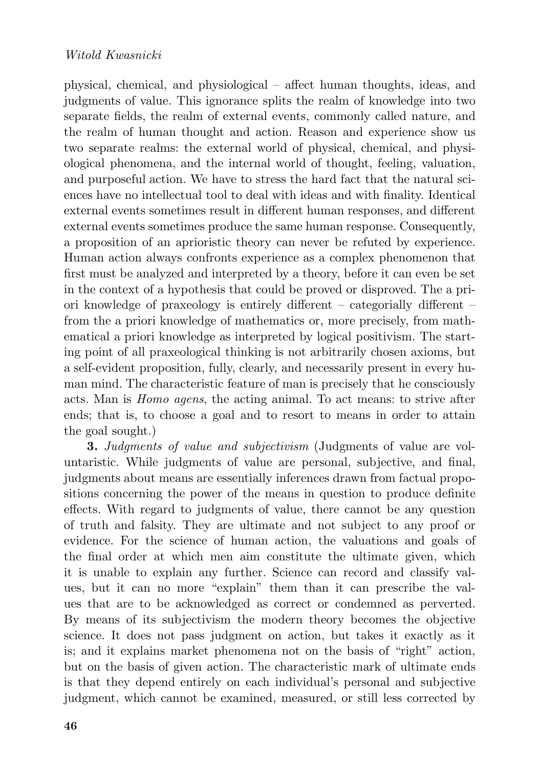physical, chemical, and physiological – affect human thoughts, ideas, and judgments of value. This ignorance splits the realm of knowledge into two separate fields, the realm of external events, commonly called nature, and the realm of human thought and action. Reason and experience show us two separate realms: the external world of physical, chemical, and physiological phenomena, and the internal world of thought, feeling, valuation, and purposeful action. We have to stress the hard fact that the natural sciences have no intellectual tool to deal with ideas and with finality. Identical external events sometimes result in different human responses, and different external events sometimes produce the same human response. Consequently, a proposition of an aprioristic theory can never be refuted by experience. Human action always confronts experience as a complex phenomenon that first must be analyzed and interpreted by a theory, before it can even be set in the context of a hypothesis that could be proved or disproved. The a priori knowledge of praxeology is entirely different – categorially different – from the a priori knowledge of mathematics or, more precisely, from mathematical a priori knowledge as interpreted by logical positivism. The starting point of all praxeological thinking is not arbitrarily chosen axioms, but a self-evident proposition, fully, clearly, and necessarily present in every human mind. The characteristic feature of man is precisely that he consciously acts. Man is *Homo agens*, the acting animal. To act means: to strive after ends; that is, to choose a goal and to resort to means in order to attain the goal sought.)

**3.** *Judgments of value and subjectivism* (Judgments of value are voluntaristic. While judgments of value are personal, subjective, and final, judgments about means are essentially inferences drawn from factual propositions concerning the power of the means in question to produce definite effects. With regard to judgments of value, there cannot be any question of truth and falsity. They are ultimate and not subject to any proof or evidence. For the science of human action, the valuations and goals of the final order at which men aim constitute the ultimate given, which it is unable to explain any further. Science can record and classify values, but it can no more "explain" them than it can prescribe the values that are to be acknowledged as correct or condemned as perverted. By means of its subjectivism the modern theory becomes the objective science. It does not pass judgment on action, but takes it exactly as it is; and it explains market phenomena not on the basis of "right" action, but on the basis of given action. The characteristic mark of ultimate ends is that they depend entirely on each individual's personal and subjective judgment, which cannot be examined, measured, or still less corrected by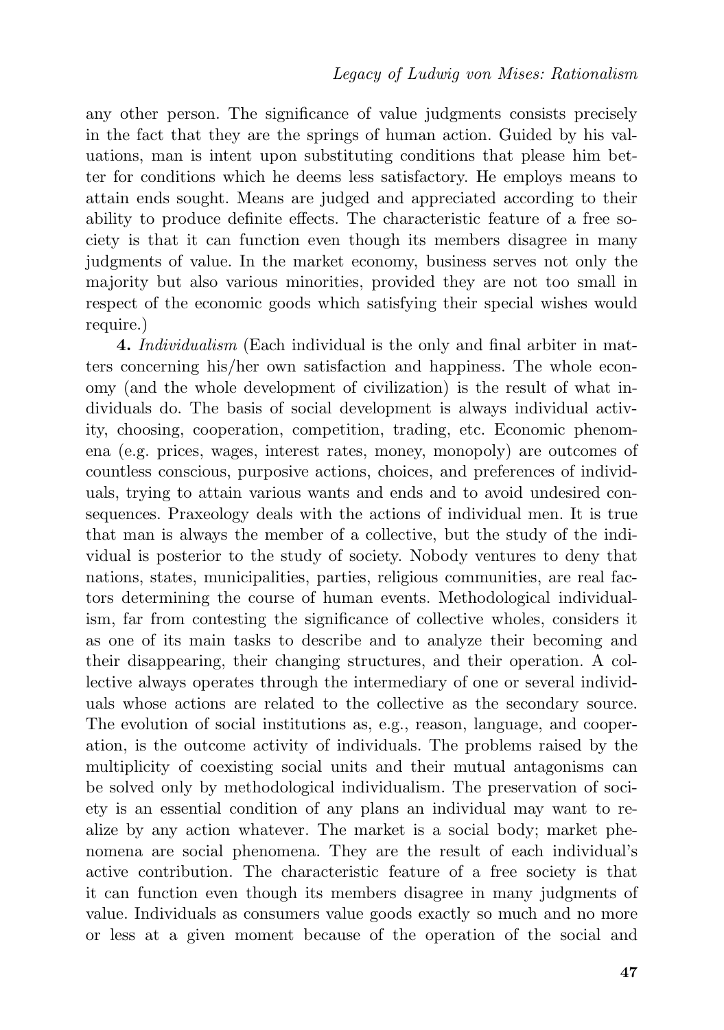any other person. The significance of value judgments consists precisely in the fact that they are the springs of human action. Guided by his valuations, man is intent upon substituting conditions that please him better for conditions which he deems less satisfactory. He employs means to attain ends sought. Means are judged and appreciated according to their ability to produce definite effects. The characteristic feature of a free society is that it can function even though its members disagree in many judgments of value. In the market economy, business serves not only the majority but also various minorities, provided they are not too small in respect of the economic goods which satisfying their special wishes would require.)

**4.** *Individualism* (Each individual is the only and final arbiter in matters concerning his/her own satisfaction and happiness. The whole economy (and the whole development of civilization) is the result of what individuals do. The basis of social development is always individual activity, choosing, cooperation, competition, trading, etc. Economic phenomena (e.g. prices, wages, interest rates, money, monopoly) are outcomes of countless conscious, purposive actions, choices, and preferences of individuals, trying to attain various wants and ends and to avoid undesired consequences. Praxeology deals with the actions of individual men. It is true that man is always the member of a collective, but the study of the individual is posterior to the study of society. Nobody ventures to deny that nations, states, municipalities, parties, religious communities, are real factors determining the course of human events. Methodological individualism, far from contesting the significance of collective wholes, considers it as one of its main tasks to describe and to analyze their becoming and their disappearing, their changing structures, and their operation. A collective always operates through the intermediary of one or several individuals whose actions are related to the collective as the secondary source. The evolution of social institutions as, e.g., reason, language, and cooperation, is the outcome activity of individuals. The problems raised by the multiplicity of coexisting social units and their mutual antagonisms can be solved only by methodological individualism. The preservation of society is an essential condition of any plans an individual may want to realize by any action whatever. The market is a social body; market phenomena are social phenomena. They are the result of each individual's active contribution. The characteristic feature of a free society is that it can function even though its members disagree in many judgments of value. Individuals as consumers value goods exactly so much and no more or less at a given moment because of the operation of the social and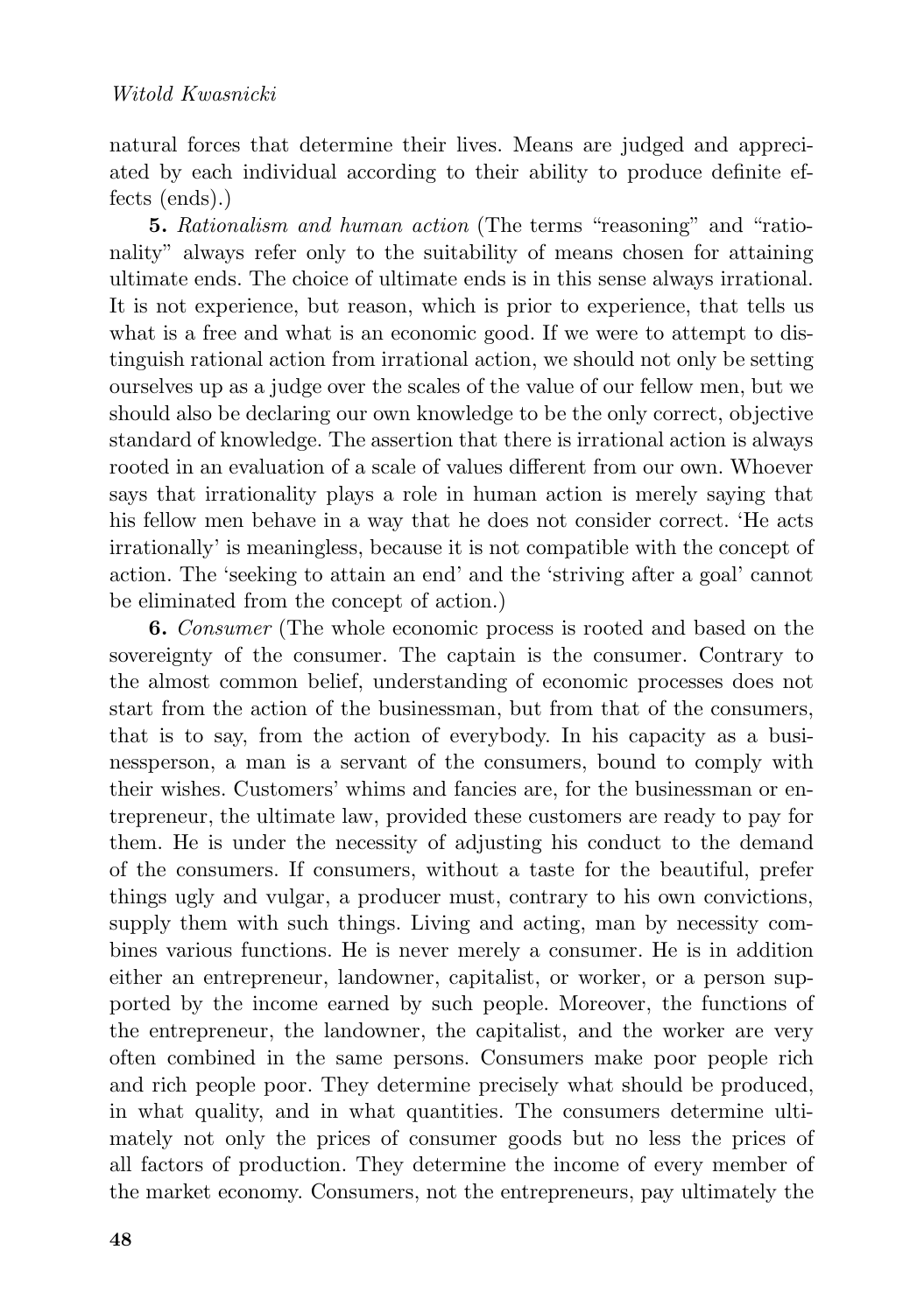natural forces that determine their lives. Means are judged and appreciated by each individual according to their ability to produce definite effects (ends).)

**5.** *Rationalism and human action* (The terms "reasoning" and "rationality" always refer only to the suitability of means chosen for attaining ultimate ends. The choice of ultimate ends is in this sense always irrational. It is not experience, but reason, which is prior to experience, that tells us what is a free and what is an economic good. If we were to attempt to distinguish rational action from irrational action, we should not only be setting ourselves up as a judge over the scales of the value of our fellow men, but we should also be declaring our own knowledge to be the only correct, objective standard of knowledge. The assertion that there is irrational action is always rooted in an evaluation of a scale of values different from our own. Whoever says that irrationality plays a role in human action is merely saying that his fellow men behave in a way that he does not consider correct. 'He acts irrationally' is meaningless, because it is not compatible with the concept of action. The 'seeking to attain an end' and the 'striving after a goal' cannot be eliminated from the concept of action.)

**6.** *Consumer* (The whole economic process is rooted and based on the sovereignty of the consumer. The captain is the consumer. Contrary to the almost common belief, understanding of economic processes does not start from the action of the businessman, but from that of the consumers, that is to say, from the action of everybody. In his capacity as a businessperson, a man is a servant of the consumers, bound to comply with their wishes. Customers' whims and fancies are, for the businessman or entrepreneur, the ultimate law, provided these customers are ready to pay for them. He is under the necessity of adjusting his conduct to the demand of the consumers. If consumers, without a taste for the beautiful, prefer things ugly and vulgar, a producer must, contrary to his own convictions, supply them with such things. Living and acting, man by necessity combines various functions. He is never merely a consumer. He is in addition either an entrepreneur, landowner, capitalist, or worker, or a person supported by the income earned by such people. Moreover, the functions of the entrepreneur, the landowner, the capitalist, and the worker are very often combined in the same persons. Consumers make poor people rich and rich people poor. They determine precisely what should be produced, in what quality, and in what quantities. The consumers determine ultimately not only the prices of consumer goods but no less the prices of all factors of production. They determine the income of every member of the market economy. Consumers, not the entrepreneurs, pay ultimately the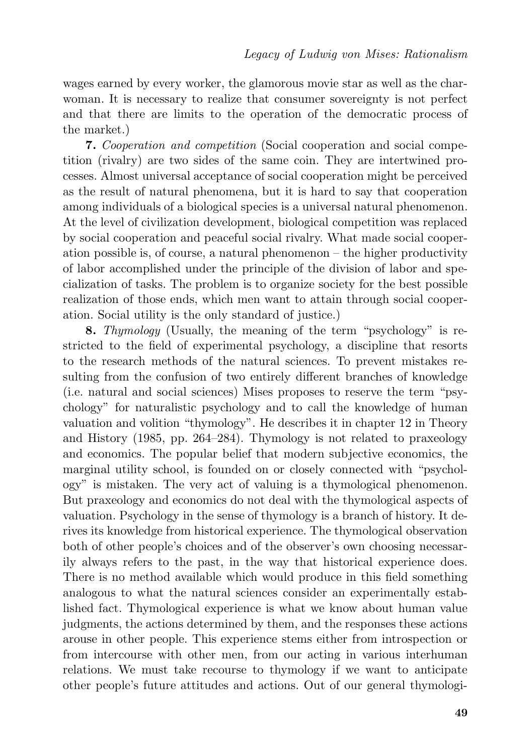wages earned by every worker, the glamorous movie star as well as the charwoman. It is necessary to realize that consumer sovereignty is not perfect and that there are limits to the operation of the democratic process of the market.)

**7.** *Cooperation and competition* (Social cooperation and social competition (rivalry) are two sides of the same coin. They are intertwined processes. Almost universal acceptance of social cooperation might be perceived as the result of natural phenomena, but it is hard to say that cooperation among individuals of a biological species is a universal natural phenomenon. At the level of civilization development, biological competition was replaced by social cooperation and peaceful social rivalry. What made social cooperation possible is, of course, a natural phenomenon – the higher productivity of labor accomplished under the principle of the division of labor and specialization of tasks. The problem is to organize society for the best possible realization of those ends, which men want to attain through social cooperation. Social utility is the only standard of justice.)

**8.** *Thymology* (Usually, the meaning of the term "psychology" is restricted to the field of experimental psychology, a discipline that resorts to the research methods of the natural sciences. To prevent mistakes resulting from the confusion of two entirely different branches of knowledge (i.e. natural and social sciences) Mises proposes to reserve the term "psychology" for naturalistic psychology and to call the knowledge of human valuation and volition "thymology". He describes it in chapter 12 in Theory and History (1985, pp. 264–284). Thymology is not related to praxeology and economics. The popular belief that modern subjective economics, the marginal utility school, is founded on or closely connected with "psychology" is mistaken. The very act of valuing is a thymological phenomenon. But praxeology and economics do not deal with the thymological aspects of valuation. Psychology in the sense of thymology is a branch of history. It derives its knowledge from historical experience. The thymological observation both of other people's choices and of the observer's own choosing necessarily always refers to the past, in the way that historical experience does. There is no method available which would produce in this field something analogous to what the natural sciences consider an experimentally established fact. Thymological experience is what we know about human value judgments, the actions determined by them, and the responses these actions arouse in other people. This experience stems either from introspection or from intercourse with other men, from our acting in various interhuman relations. We must take recourse to thymology if we want to anticipate other people's future attitudes and actions. Out of our general thymologi-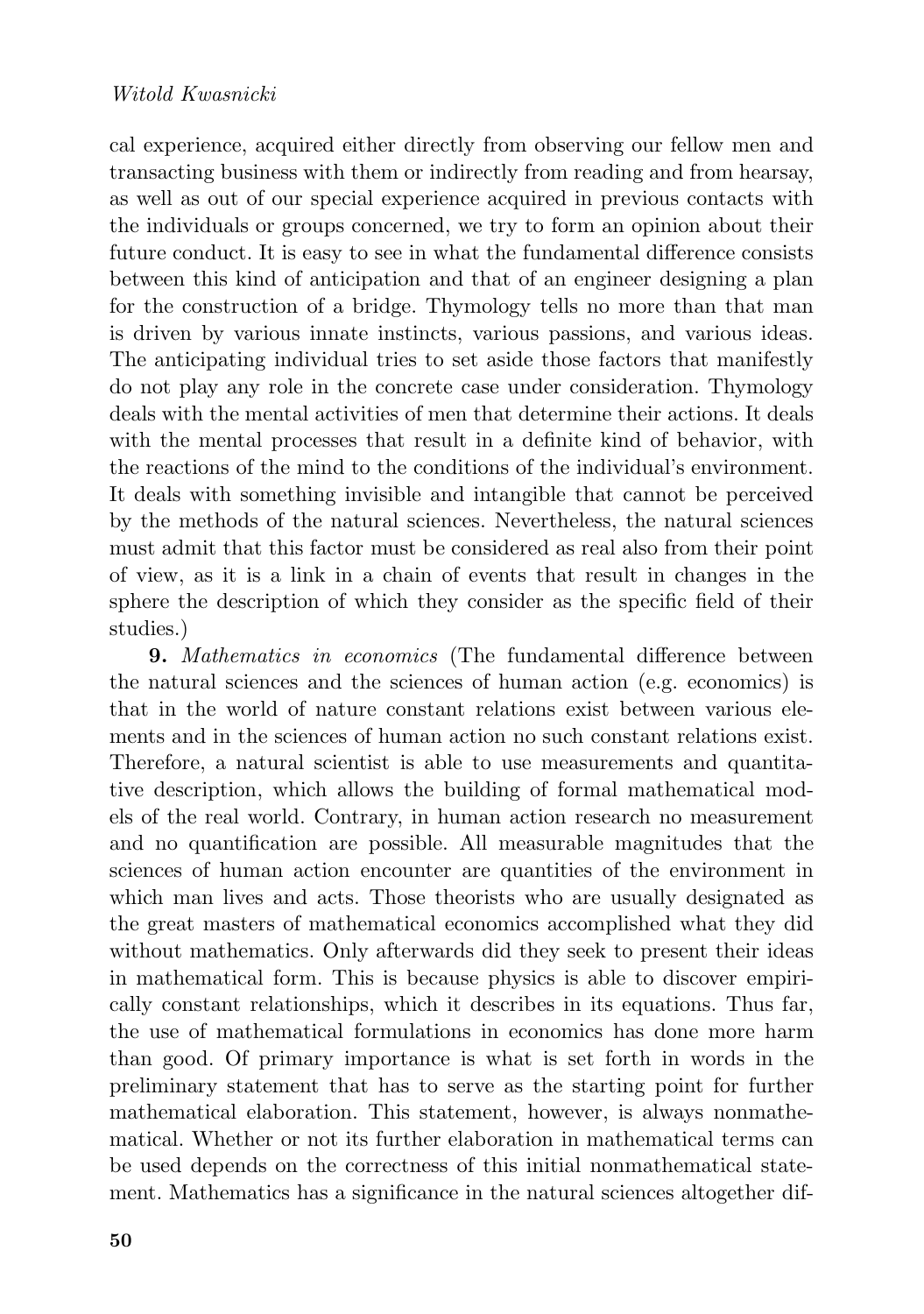cal experience, acquired either directly from observing our fellow men and transacting business with them or indirectly from reading and from hearsay, as well as out of our special experience acquired in previous contacts with the individuals or groups concerned, we try to form an opinion about their future conduct. It is easy to see in what the fundamental difference consists between this kind of anticipation and that of an engineer designing a plan for the construction of a bridge. Thymology tells no more than that man is driven by various innate instincts, various passions, and various ideas. The anticipating individual tries to set aside those factors that manifestly do not play any role in the concrete case under consideration. Thymology deals with the mental activities of men that determine their actions. It deals with the mental processes that result in a definite kind of behavior, with the reactions of the mind to the conditions of the individual's environment. It deals with something invisible and intangible that cannot be perceived by the methods of the natural sciences. Nevertheless, the natural sciences must admit that this factor must be considered as real also from their point of view, as it is a link in a chain of events that result in changes in the sphere the description of which they consider as the specific field of their studies.)

**9.** *Mathematics in economics* (The fundamental difference between the natural sciences and the sciences of human action (e.g. economics) is that in the world of nature constant relations exist between various elements and in the sciences of human action no such constant relations exist. Therefore, a natural scientist is able to use measurements and quantitative description, which allows the building of formal mathematical models of the real world. Contrary, in human action research no measurement and no quantification are possible. All measurable magnitudes that the sciences of human action encounter are quantities of the environment in which man lives and acts. Those theorists who are usually designated as the great masters of mathematical economics accomplished what they did without mathematics. Only afterwards did they seek to present their ideas in mathematical form. This is because physics is able to discover empirically constant relationships, which it describes in its equations. Thus far, the use of mathematical formulations in economics has done more harm than good. Of primary importance is what is set forth in words in the preliminary statement that has to serve as the starting point for further mathematical elaboration. This statement, however, is always nonmathematical. Whether or not its further elaboration in mathematical terms can be used depends on the correctness of this initial nonmathematical statement. Mathematics has a significance in the natural sciences altogether dif-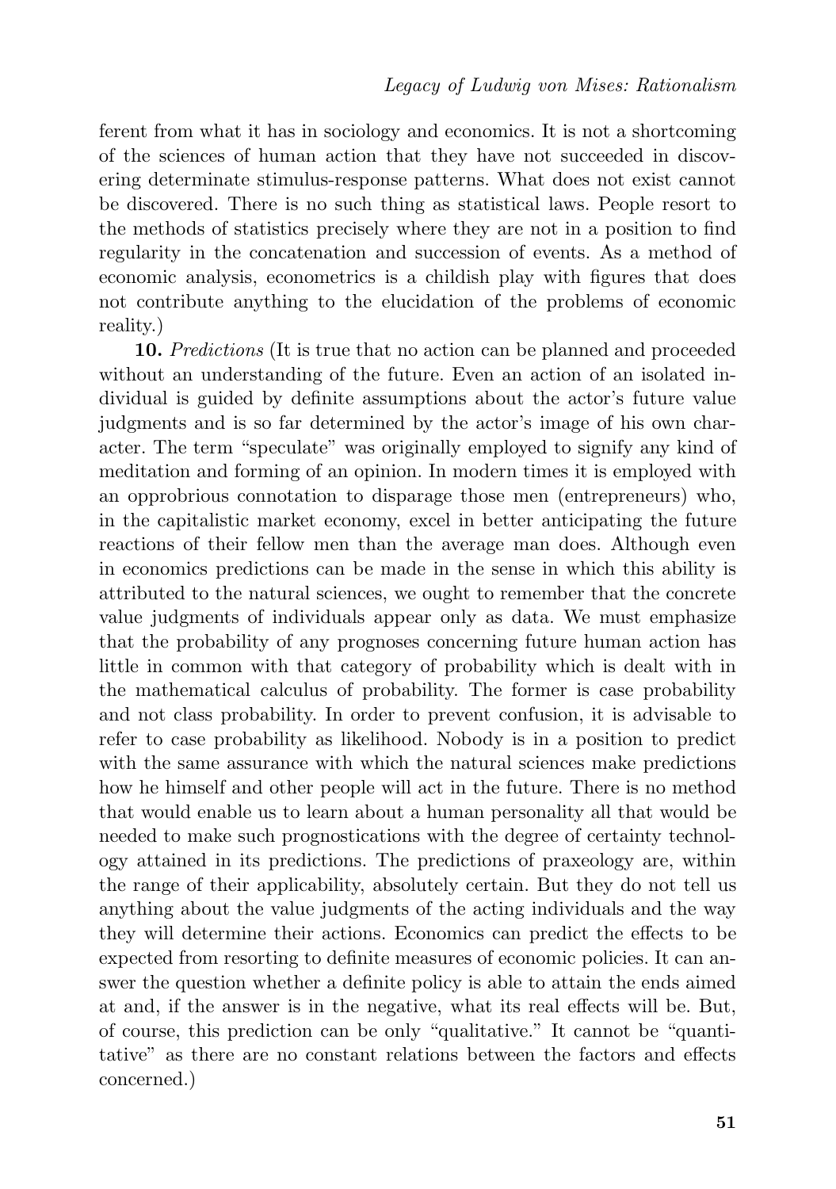ferent from what it has in sociology and economics. It is not a shortcoming of the sciences of human action that they have not succeeded in discovering determinate stimulus-response patterns. What does not exist cannot be discovered. There is no such thing as statistical laws. People resort to the methods of statistics precisely where they are not in a position to find regularity in the concatenation and succession of events. As a method of economic analysis, econometrics is a childish play with figures that does not contribute anything to the elucidation of the problems of economic reality.)

**10.** *Predictions* (It is true that no action can be planned and proceeded without an understanding of the future. Even an action of an isolated individual is guided by definite assumptions about the actor's future value judgments and is so far determined by the actor's image of his own character. The term "speculate" was originally employed to signify any kind of meditation and forming of an opinion. In modern times it is employed with an opprobrious connotation to disparage those men (entrepreneurs) who, in the capitalistic market economy, excel in better anticipating the future reactions of their fellow men than the average man does. Although even in economics predictions can be made in the sense in which this ability is attributed to the natural sciences, we ought to remember that the concrete value judgments of individuals appear only as data. We must emphasize that the probability of any prognoses concerning future human action has little in common with that category of probability which is dealt with in the mathematical calculus of probability. The former is case probability and not class probability. In order to prevent confusion, it is advisable to refer to case probability as likelihood. Nobody is in a position to predict with the same assurance with which the natural sciences make predictions how he himself and other people will act in the future. There is no method that would enable us to learn about a human personality all that would be needed to make such prognostications with the degree of certainty technology attained in its predictions. The predictions of praxeology are, within the range of their applicability, absolutely certain. But they do not tell us anything about the value judgments of the acting individuals and the way they will determine their actions. Economics can predict the effects to be expected from resorting to definite measures of economic policies. It can answer the question whether a definite policy is able to attain the ends aimed at and, if the answer is in the negative, what its real effects will be. But, of course, this prediction can be only "qualitative." It cannot be "quantitative" as there are no constant relations between the factors and effects concerned.)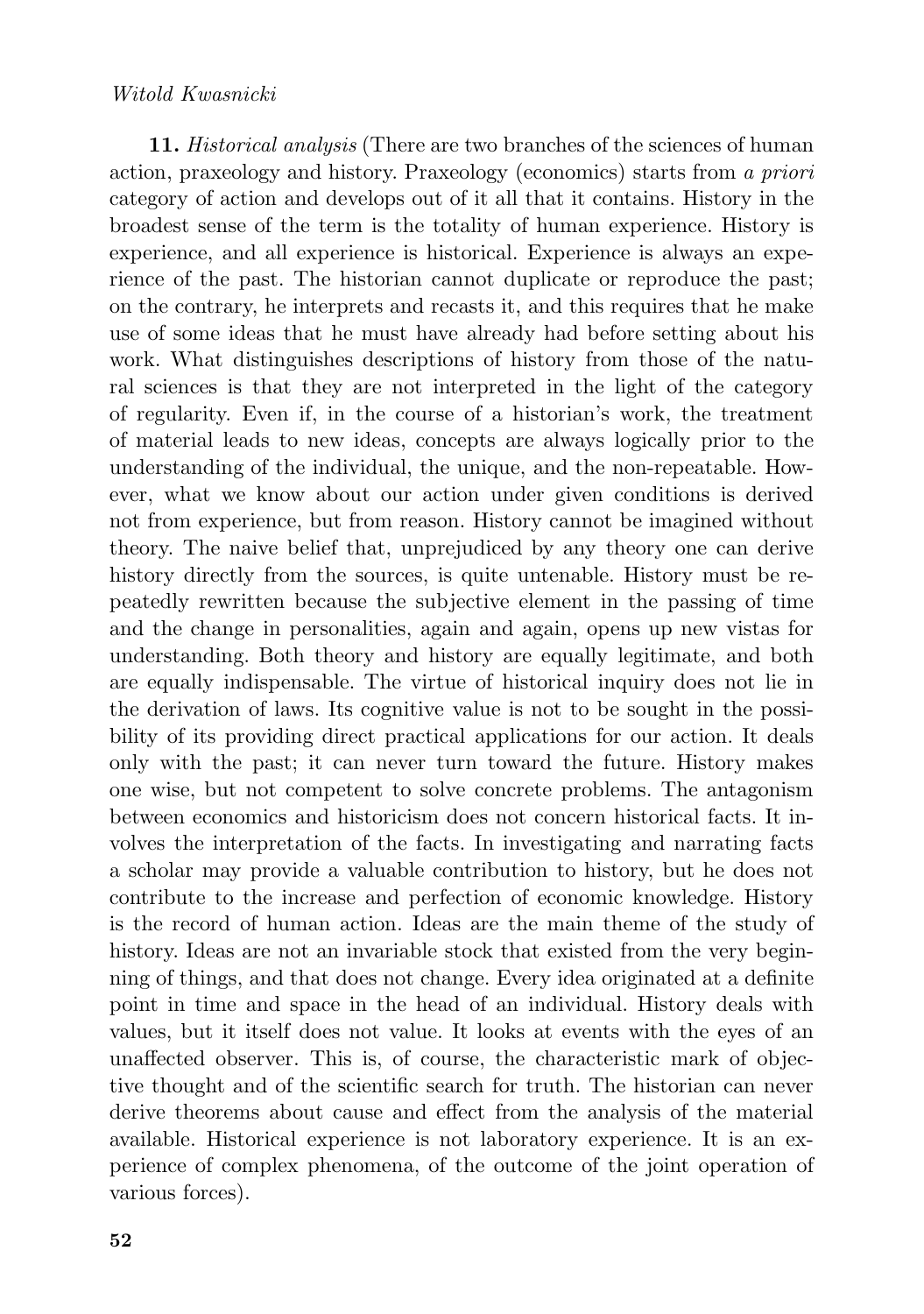**11.** *Historical analysis* (There are two branches of the sciences of human action, praxeology and history. Praxeology (economics) starts from *a priori* category of action and develops out of it all that it contains. History in the broadest sense of the term is the totality of human experience. History is experience, and all experience is historical. Experience is always an experience of the past. The historian cannot duplicate or reproduce the past; on the contrary, he interprets and recasts it, and this requires that he make use of some ideas that he must have already had before setting about his work. What distinguishes descriptions of history from those of the natural sciences is that they are not interpreted in the light of the category of regularity. Even if, in the course of a historian's work, the treatment of material leads to new ideas, concepts are always logically prior to the understanding of the individual, the unique, and the non-repeatable. However, what we know about our action under given conditions is derived not from experience, but from reason. History cannot be imagined without theory. The naive belief that, unprejudiced by any theory one can derive history directly from the sources, is quite untenable. History must be repeatedly rewritten because the subjective element in the passing of time and the change in personalities, again and again, opens up new vistas for understanding. Both theory and history are equally legitimate, and both are equally indispensable. The virtue of historical inquiry does not lie in the derivation of laws. Its cognitive value is not to be sought in the possibility of its providing direct practical applications for our action. It deals only with the past; it can never turn toward the future. History makes one wise, but not competent to solve concrete problems. The antagonism between economics and historicism does not concern historical facts. It involves the interpretation of the facts. In investigating and narrating facts a scholar may provide a valuable contribution to history, but he does not contribute to the increase and perfection of economic knowledge. History is the record of human action. Ideas are the main theme of the study of history. Ideas are not an invariable stock that existed from the very beginning of things, and that does not change. Every idea originated at a definite point in time and space in the head of an individual. History deals with values, but it itself does not value. It looks at events with the eyes of an unaffected observer. This is, of course, the characteristic mark of objective thought and of the scientific search for truth. The historian can never derive theorems about cause and effect from the analysis of the material available. Historical experience is not laboratory experience. It is an experience of complex phenomena, of the outcome of the joint operation of various forces).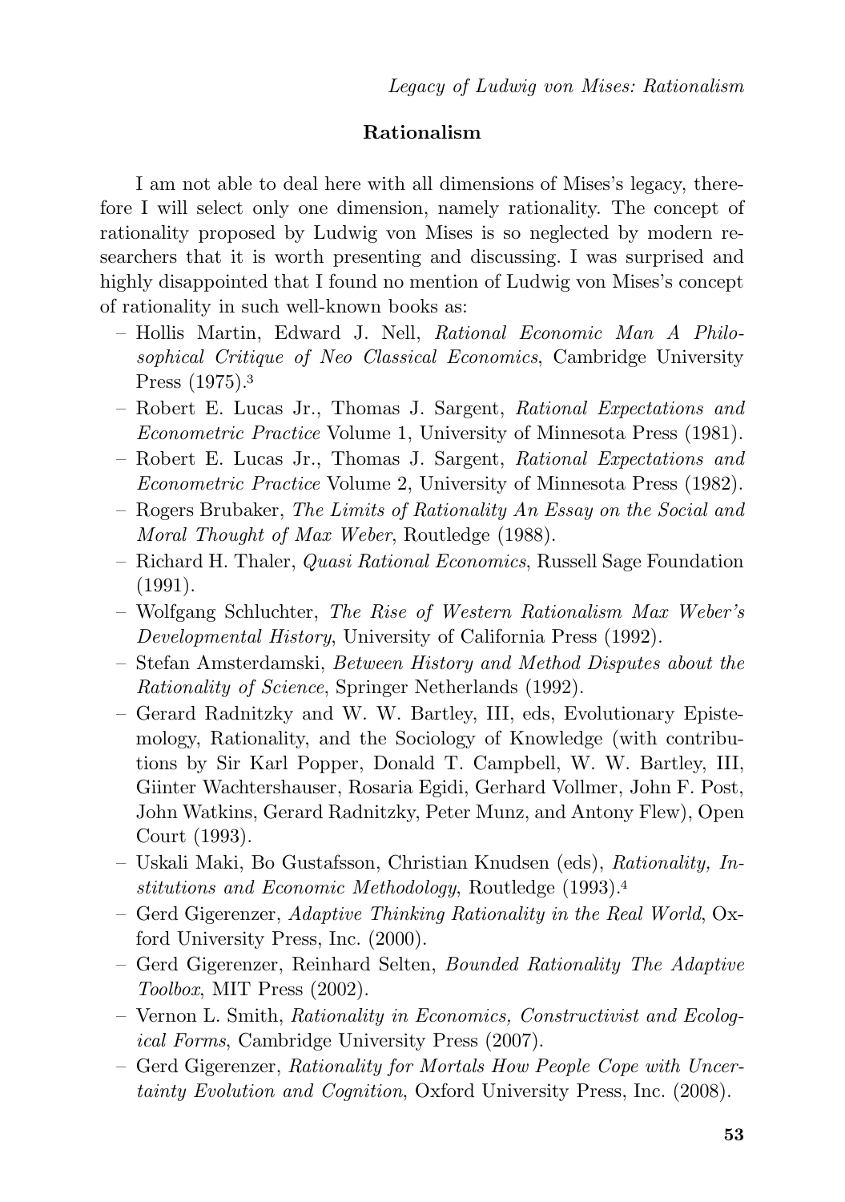## Rationalism

I am not able to deal here with all dimensions of Mises's legacy, therefore I will select only one dimension, namely rationality. The concept of rationality proposed by Ludwig von Mises is so neglected by modern researchers that it is worth presenting and discussing. I was surprised and highly disappointed that I found no mention of Ludwig von Mises's concept of rationality in such well-known books as:

- Hollis Martin, Edward J. Nell, *Rational Economic Man A Philosophical Critique of Neo Classical Economics*, Cambridge University Press (1975).[3]
- Robert E. Lucas Jr., Thomas J. Sargent, *Rational Expectations and Econometric Practice* Volume 1, University of Minnesota Press (1981).
- Robert E. Lucas Jr., Thomas J. Sargent, *Rational Expectations and Econometric Practice* Volume 2, University of Minnesota Press (1982).
- Rogers Brubaker, *The Limits of Rationality An Essay on the Social and Moral Thought of Max Weber*, Routledge (1988).
- Richard H. Thaler, *Quasi Rational Economics*, Russell Sage Foundation (1991).
- Wolfgang Schluchter, *The Rise of Western Rationalism Max Weber's Developmental History*, University of California Press (1992).
- Stefan Amsterdamski, *Between History and Method Disputes about the Rationality of Science*, Springer Netherlands (1992).
- Gerard Radnitzky and W. W. Bartley, III, eds, Evolutionary Epistemology, Rationality, and the Sociology of Knowledge (with contributions by Sir Karl Popper, Donald T. Campbell, W. W. Bartley, III, Giinter Wachtershauser, Rosaria Egidi, Gerhard Vollmer, John F. Post, John Watkins, Gerard Radnitzky, Peter Munz, and Antony Flew), Open Court (1993).
- Uskali Maki, Bo Gustafsson, Christian Knudsen (eds), *Rationality, Institutions and Economic Methodology*, Routledge (1993).[4]
- Gerd Gigerenzer, *Adaptive Thinking Rationality in the Real World*, Oxford University Press, Inc. (2000).
- Gerd Gigerenzer, Reinhard Selten, *Bounded Rationality The Adaptive Toolbox*, MIT Press (2002).
- Vernon L. Smith, *Rationality in Economics, Constructivist and Ecological Forms*, Cambridge University Press (2007).
- Gerd Gigerenzer, *Rationality for Mortals How People Cope with Uncertainty Evolution and Cognition*, Oxford University Press, Inc. (2008).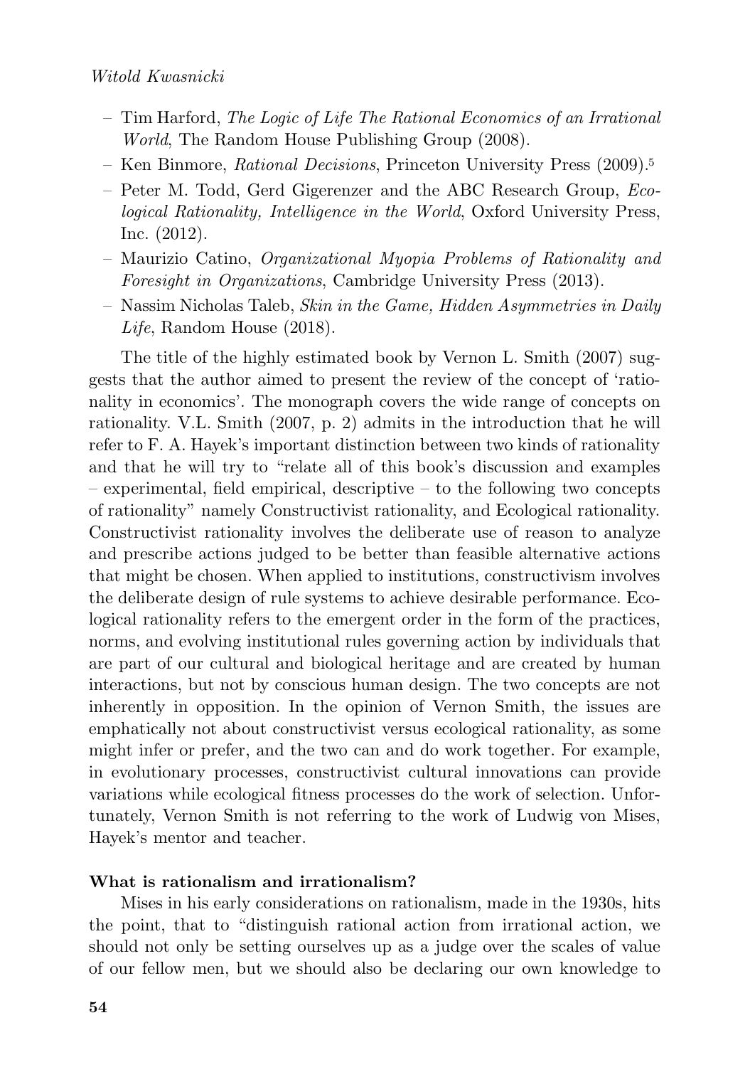- Tim Harford, *The Logic of Life The Rational Economics of an Irrational World*, The Random House Publishing Group (2008).
- Ken Binmore, *Rational Decisions*, Princeton University Press (2009).[5]
- Peter M. Todd, Gerd Gigerenzer and the ABC Research Group, *Ecological Rationality, Intelligence in the World*, Oxford University Press, Inc. (2012).
- Maurizio Catino, *Organizational Myopia Problems of Rationality and Foresight in Organizations*, Cambridge University Press (2013).
- Nassim Nicholas Taleb, *Skin in the Game, Hidden Asymmetries in Daily Life*, Random House (2018).

The title of the highly estimated book by Vernon L. Smith (2007) suggests that the author aimed to present the review of the concept of 'rationality in economics'. The monograph covers the wide range of concepts on rationality. V.L. Smith (2007, p. 2) admits in the introduction that he will refer to F. A. Hayek's important distinction between two kinds of rationality and that he will try to "relate all of this book's discussion and examples – experimental, field empirical, descriptive – to the following two concepts of rationality" namely Constructivist rationality, and Ecological rationality. Constructivist rationality involves the deliberate use of reason to analyze and prescribe actions judged to be better than feasible alternative actions that might be chosen. When applied to institutions, constructivism involves the deliberate design of rule systems to achieve desirable performance. Ecological rationality refers to the emergent order in the form of the practices, norms, and evolving institutional rules governing action by individuals that are part of our cultural and biological heritage and are created by human interactions, but not by conscious human design. The two concepts are not inherently in opposition. In the opinion of Vernon Smith, the issues are emphatically not about constructivist versus ecological rationality, as some might infer or prefer, and the two can and do work together. For example, in evolutionary processes, constructivist cultural innovations can provide variations while ecological fitness processes do the work of selection. Unfortunately, Vernon Smith is not referring to the work of Ludwig von Mises, Hayek's mentor and teacher.

**What is rationalism and irrationalism?**

Mises in his early considerations on rationalism, made in the 1930s, hits the point, that to "distinguish rational action from irrational action, we should not only be setting ourselves up as a judge over the scales of value of our fellow men, but we should also be declaring our own knowledge to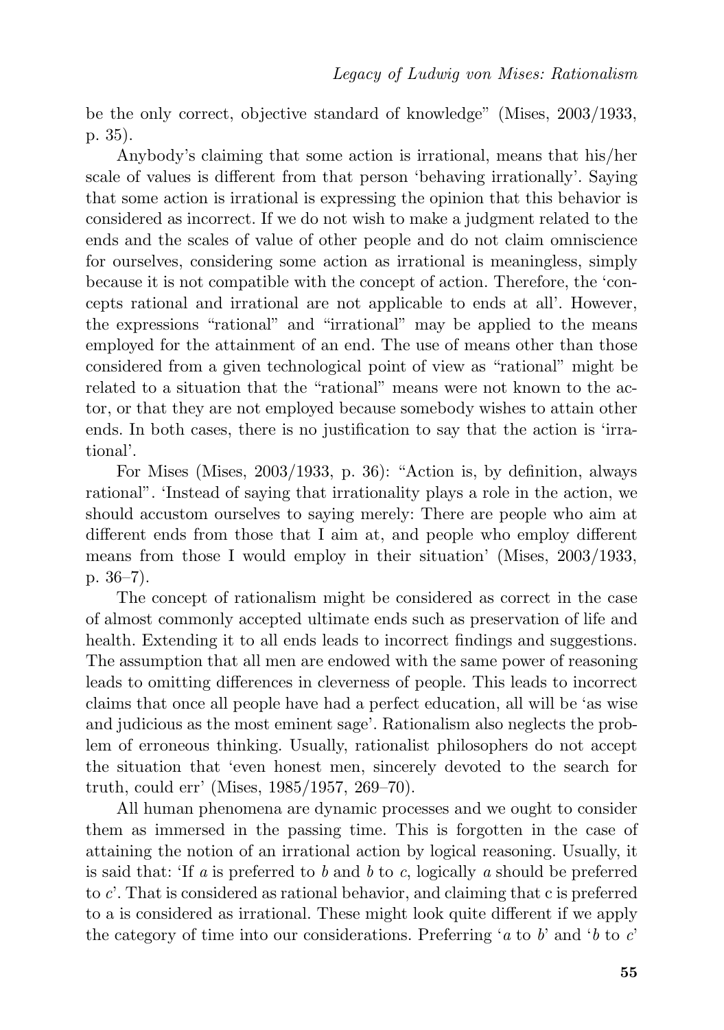be the only correct, objective standard of knowledge" (Mises, 2003/1933, p. 35).

Anybody's claiming that some action is irrational, means that his/her scale of values is different from that person 'behaving irrationally'. Saying that some action is irrational is expressing the opinion that this behavior is considered as incorrect. If we do not wish to make a judgment related to the ends and the scales of value of other people and do not claim omniscience for ourselves, considering some action as irrational is meaningless, simply because it is not compatible with the concept of action. Therefore, the 'concepts rational and irrational are not applicable to ends at all'. However, the expressions "rational" and "irrational" may be applied to the means employed for the attainment of an end. The use of means other than those considered from a given technological point of view as "rational" might be related to a situation that the "rational" means were not known to the actor, or that they are not employed because somebody wishes to attain other ends. In both cases, there is no justification to say that the action is 'irrational'.

For Mises (Mises, 2003/1933, p. 36): "Action is, by definition, always rational". 'Instead of saying that irrationality plays a role in the action, we should accustom ourselves to saying merely: There are people who aim at different ends from those that I aim at, and people who employ different means from those I would employ in their situation' (Mises, 2003/1933, p. 36–7).

The concept of rationalism might be considered as correct in the case of almost commonly accepted ultimate ends such as preservation of life and health. Extending it to all ends leads to incorrect findings and suggestions. The assumption that all men are endowed with the same power of reasoning leads to omitting differences in cleverness of people. This leads to incorrect claims that once all people have had a perfect education, all will be 'as wise and judicious as the most eminent sage'. Rationalism also neglects the problem of erroneous thinking. Usually, rationalist philosophers do not accept the situation that 'even honest men, sincerely devoted to the search for truth, could err' (Mises, 1985/1957, 269–70).

All human phenomena are dynamic processes and we ought to consider them as immersed in the passing time. This is forgotten in the case of attaining the notion of an irrational action by logical reasoning. Usually, it is said that: 'If $a$ is preferred to $b$ and $b$ to $c$, logically $a$ should be preferred to $c$'. That is considered as rational behavior, and claiming that c is preferred to a is considered as irrational. These might look quite different if we apply the category of time into our considerations. Preferring '$a$ to $b$' and '$b$ to $c$'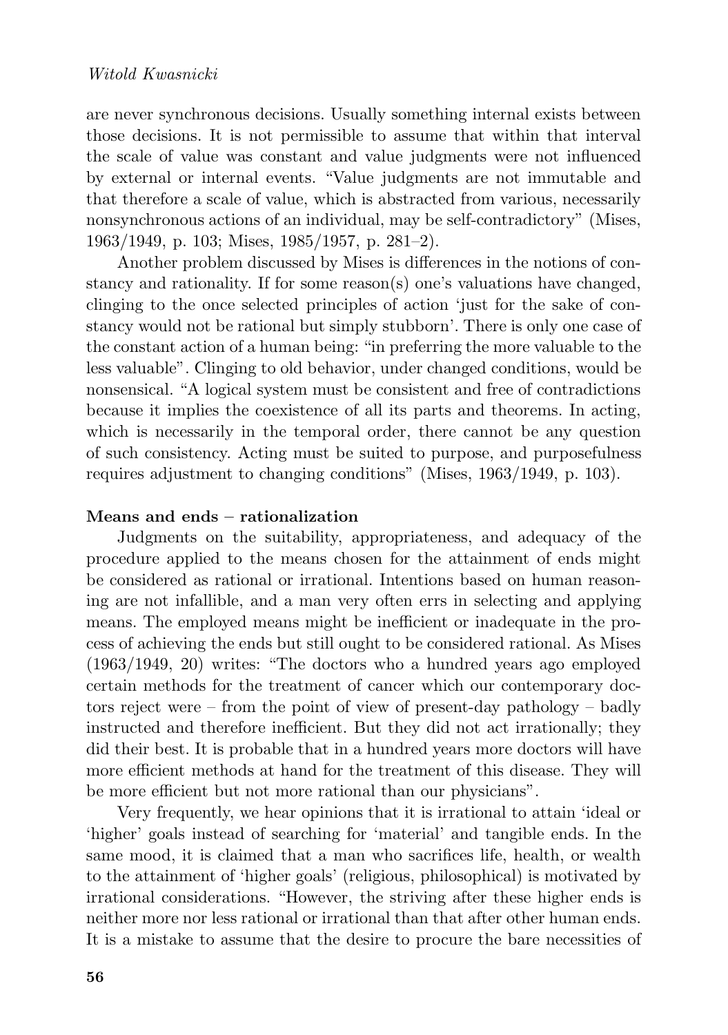are never synchronous decisions. Usually something internal exists between those decisions. It is not permissible to assume that within that interval the scale of value was constant and value judgments were not influenced by external or internal events. "Value judgments are not immutable and that therefore a scale of value, which is abstracted from various, necessarily nonsynchronous actions of an individual, may be self-contradictory" (Mises, 1963/1949, p. 103; Mises, 1985/1957, p. 281–2).

Another problem discussed by Mises is differences in the notions of constancy and rationality. If for some reason(s) one's valuations have changed, clinging to the once selected principles of action 'just for the sake of constancy would not be rational but simply stubborn'. There is only one case of the constant action of a human being: "in preferring the more valuable to the less valuable". Clinging to old behavior, under changed conditions, would be nonsensical. "A logical system must be consistent and free of contradictions because it implies the coexistence of all its parts and theorems. In acting, which is necessarily in the temporal order, there cannot be any question of such consistency. Acting must be suited to purpose, and purposefulness requires adjustment to changing conditions" (Mises, 1963/1949, p. 103).

**Means and ends – rationalization**

Judgments on the suitability, appropriateness, and adequacy of the procedure applied to the means chosen for the attainment of ends might be considered as rational or irrational. Intentions based on human reasoning are not infallible, and a man very often errs in selecting and applying means. The employed means might be inefficient or inadequate in the process of achieving the ends but still ought to be considered rational. As Mises (1963/1949, 20) writes: "The doctors who a hundred years ago employed certain methods for the treatment of cancer which our contemporary doctors reject were – from the point of view of present-day pathology – badly instructed and therefore inefficient. But they did not act irrationally; they did their best. It is probable that in a hundred years more doctors will have more efficient methods at hand for the treatment of this disease. They will be more efficient but not more rational than our physicians".

Very frequently, we hear opinions that it is irrational to attain 'ideal or 'higher' goals instead of searching for 'material' and tangible ends. In the same mood, it is claimed that a man who sacrifices life, health, or wealth to the attainment of 'higher goals' (religious, philosophical) is motivated by irrational considerations. "However, the striving after these higher ends is neither more nor less rational or irrational than that after other human ends. It is a mistake to assume that the desire to procure the bare necessities of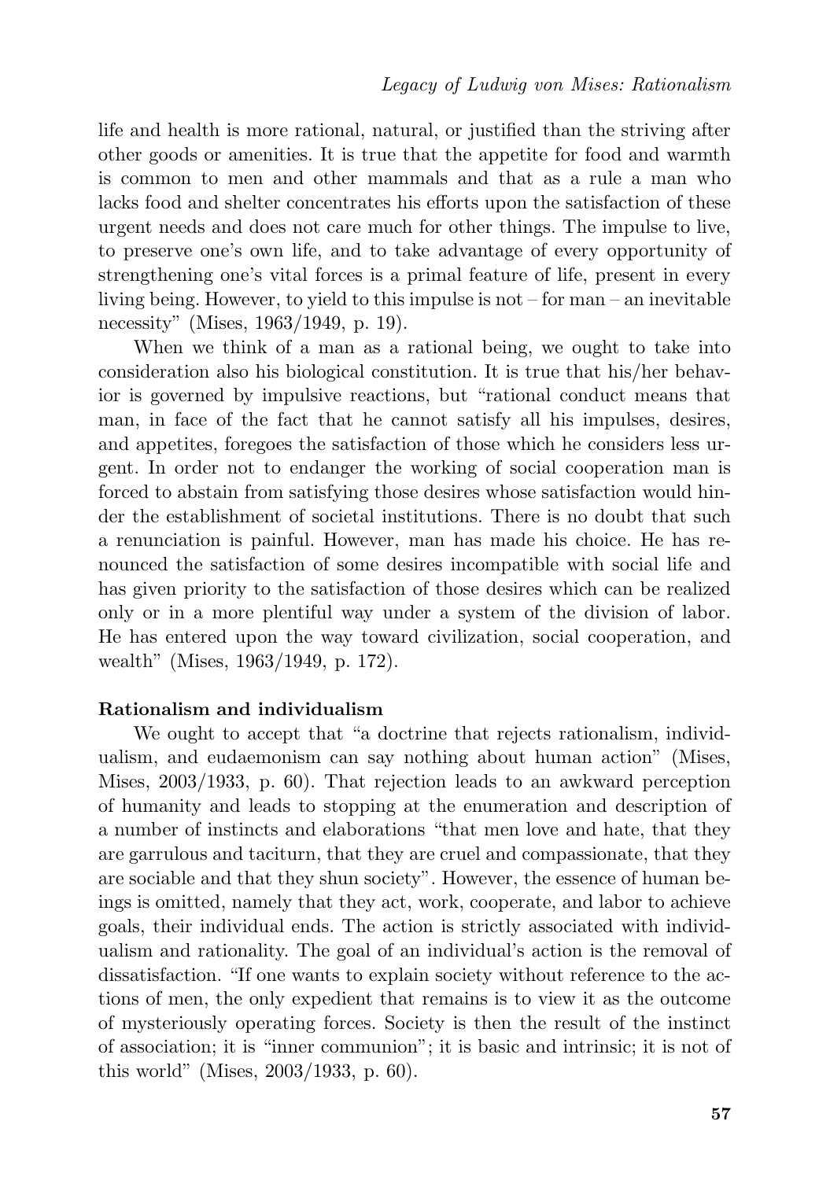life and health is more rational, natural, or justified than the striving after other goods or amenities. It is true that the appetite for food and warmth is common to men and other mammals and that as a rule a man who lacks food and shelter concentrates his efforts upon the satisfaction of these urgent needs and does not care much for other things. The impulse to live, to preserve one's own life, and to take advantage of every opportunity of strengthening one's vital forces is a primal feature of life, present in every living being. However, to yield to this impulse is not – for man – an inevitable necessity" (Mises, 1963/1949, p. 19).

When we think of a man as a rational being, we ought to take into consideration also his biological constitution. It is true that his/her behavior is governed by impulsive reactions, but "rational conduct means that man, in face of the fact that he cannot satisfy all his impulses, desires, and appetites, foregoes the satisfaction of those which he considers less urgent. In order not to endanger the working of social cooperation man is forced to abstain from satisfying those desires whose satisfaction would hinder the establishment of societal institutions. There is no doubt that such a renunciation is painful. However, man has made his choice. He has renounced the satisfaction of some desires incompatible with social life and has given priority to the satisfaction of those desires which can be realized only or in a more plentiful way under a system of the division of labor. He has entered upon the way toward civilization, social cooperation, and wealth" (Mises, 1963/1949, p. 172).

**Rationalism and individualism**

We ought to accept that "a doctrine that rejects rationalism, individualism, and eudaemonism can say nothing about human action" (Mises, Mises, 2003/1933, p. 60). That rejection leads to an awkward perception of humanity and leads to stopping at the enumeration and description of a number of instincts and elaborations "that men love and hate, that they are garrulous and taciturn, that they are cruel and compassionate, that they are sociable and that they shun society". However, the essence of human beings is omitted, namely that they act, work, cooperate, and labor to achieve goals, their individual ends. The action is strictly associated with individualism and rationality. The goal of an individual's action is the removal of dissatisfaction. "If one wants to explain society without reference to the actions of men, the only expedient that remains is to view it as the outcome of mysteriously operating forces. Society is then the result of the instinct of association; it is "inner communion"; it is basic and intrinsic; it is not of this world" (Mises, 2003/1933, p. 60).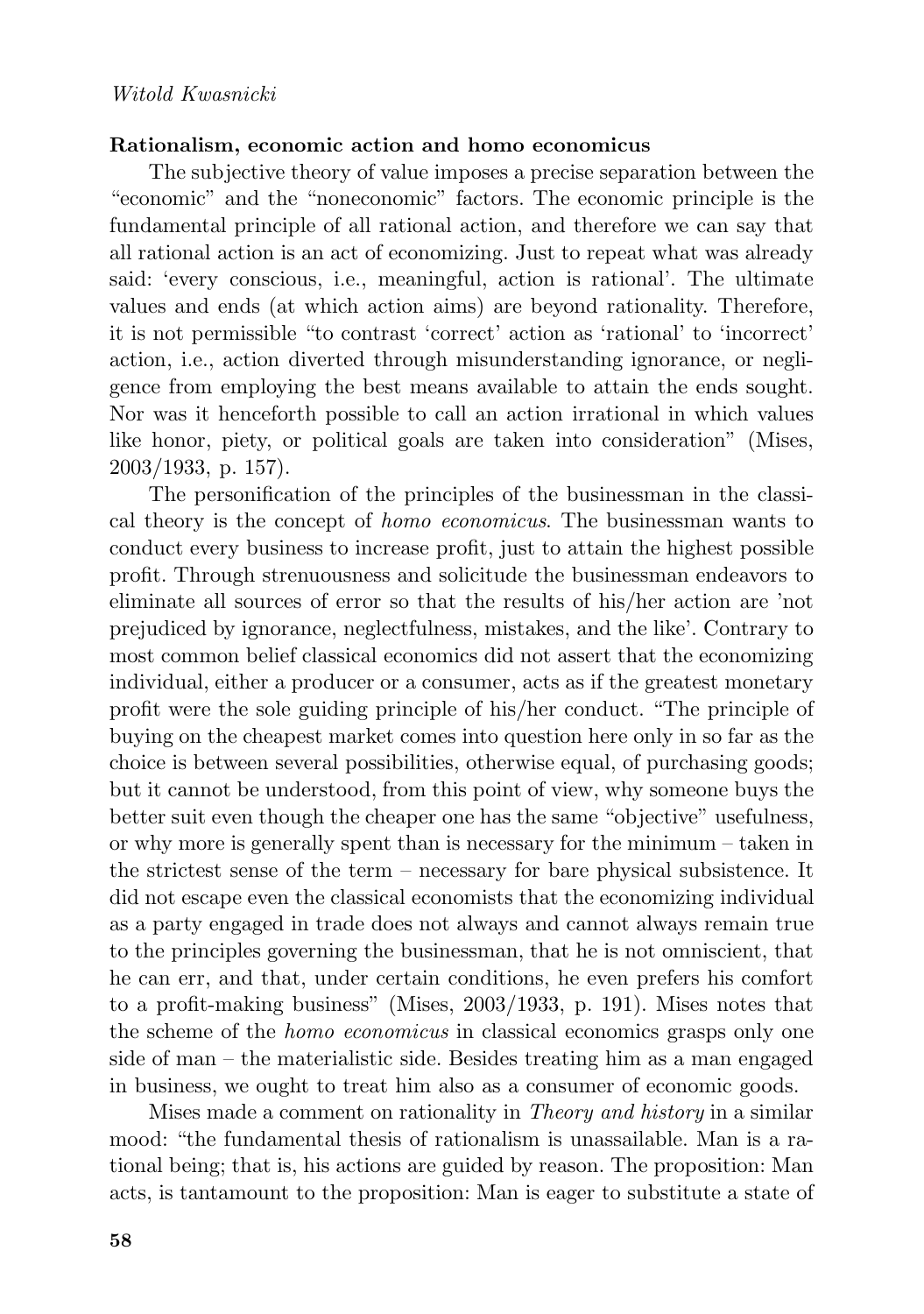**Rationalism, economic action and homo economicus**

The subjective theory of value imposes a precise separation between the "economic" and the "noneconomic" factors. The economic principle is the fundamental principle of all rational action, and therefore we can say that all rational action is an act of economizing. Just to repeat what was already said: 'every conscious, i.e., meaningful, action is rational'. The ultimate values and ends (at which action aims) are beyond rationality. Therefore, it is not permissible "to contrast 'correct' action as 'rational' to 'incorrect' action, i.e., action diverted through misunderstanding ignorance, or negligence from employing the best means available to attain the ends sought. Nor was it henceforth possible to call an action irrational in which values like honor, piety, or political goals are taken into consideration" (Mises, 2003/1933, p. 157).

The personification of the principles of the businessman in the classical theory is the concept of *homo economicus*. The businessman wants to conduct every business to increase profit, just to attain the highest possible profit. Through strenuousness and solicitude the businessman endeavors to eliminate all sources of error so that the results of his/her action are 'not prejudiced by ignorance, neglectfulness, mistakes, and the like'. Contrary to most common belief classical economics did not assert that the economizing individual, either a producer or a consumer, acts as if the greatest monetary profit were the sole guiding principle of his/her conduct. "The principle of buying on the cheapest market comes into question here only in so far as the choice is between several possibilities, otherwise equal, of purchasing goods; but it cannot be understood, from this point of view, why someone buys the better suit even though the cheaper one has the same "objective" usefulness, or why more is generally spent than is necessary for the minimum – taken in the strictest sense of the term – necessary for bare physical subsistence. It did not escape even the classical economists that the economizing individual as a party engaged in trade does not always and cannot always remain true to the principles governing the businessman, that he is not omniscient, that he can err, and that, under certain conditions, he even prefers his comfort to a profit-making business" (Mises, 2003/1933, p. 191). Mises notes that the scheme of the *homo economicus* in classical economics grasps only one side of man – the materialistic side. Besides treating him as a man engaged in business, we ought to treat him also as a consumer of economic goods.

Mises made a comment on rationality in *Theory and history* in a similar mood: "the fundamental thesis of rationalism is unassailable. Man is a rational being; that is, his actions are guided by reason. The proposition: Man acts, is tantamount to the proposition: Man is eager to substitute a state of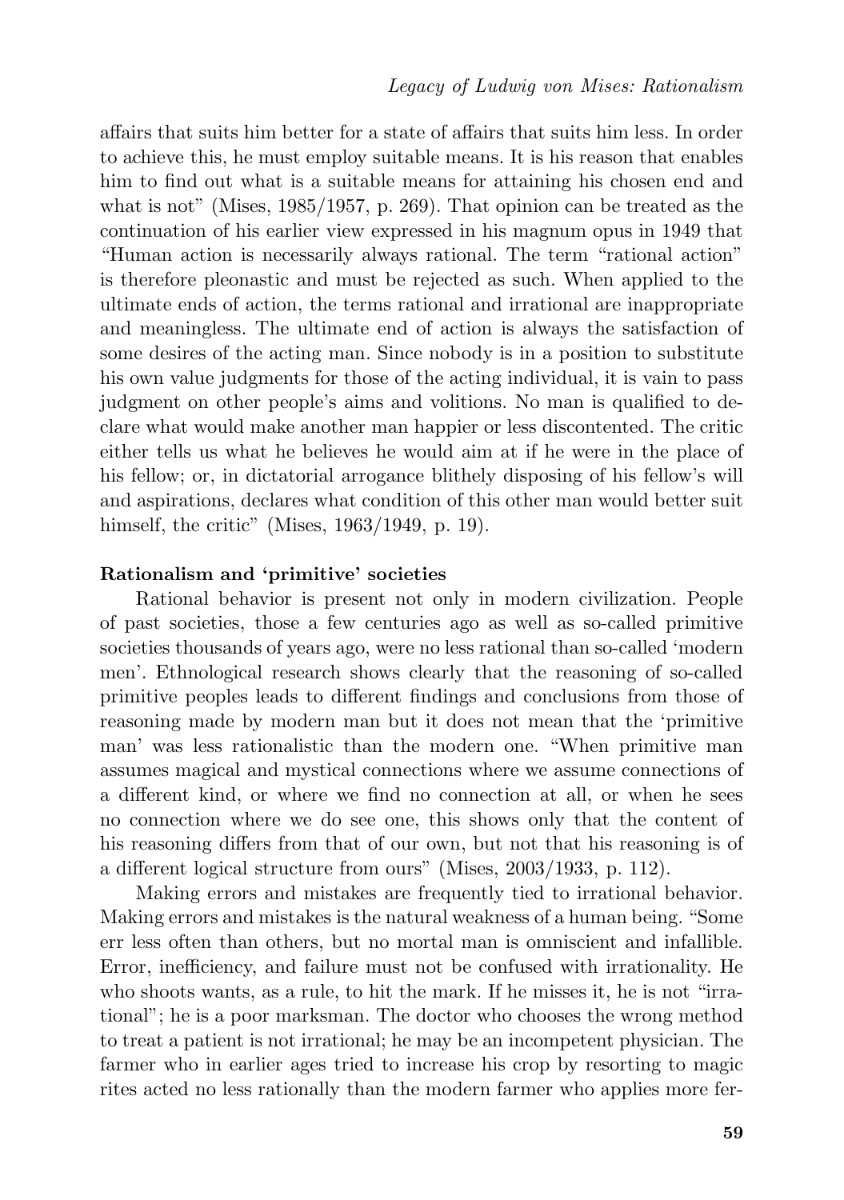affairs that suits him better for a state of affairs that suits him less. In order to achieve this, he must employ suitable means. It is his reason that enables him to find out what is a suitable means for attaining his chosen end and what is not" (Mises, 1985/1957, p. 269). That opinion can be treated as the continuation of his earlier view expressed in his magnum opus in 1949 that "Human action is necessarily always rational. The term "rational action" is therefore pleonastic and must be rejected as such. When applied to the ultimate ends of action, the terms rational and irrational are inappropriate and meaningless. The ultimate end of action is always the satisfaction of some desires of the acting man. Since nobody is in a position to substitute his own value judgments for those of the acting individual, it is vain to pass judgment on other people's aims and volitions. No man is qualified to declare what would make another man happier or less discontented. The critic either tells us what he believes he would aim at if he were in the place of his fellow; or, in dictatorial arrogance blithely disposing of his fellow's will and aspirations, declares what condition of this other man would better suit himself, the critic" (Mises, 1963/1949, p. 19).

**Rationalism and 'primitive' societies**

Rational behavior is present not only in modern civilization. People of past societies, those a few centuries ago as well as so-called primitive societies thousands of years ago, were no less rational than so-called 'modern men'. Ethnological research shows clearly that the reasoning of so-called primitive peoples leads to different findings and conclusions from those of reasoning made by modern man but it does not mean that the 'primitive man' was less rationalistic than the modern one. "When primitive man assumes magical and mystical connections where we assume connections of a different kind, or where we find no connection at all, or when he sees no connection where we do see one, this shows only that the content of his reasoning differs from that of our own, but not that his reasoning is of a different logical structure from ours" (Mises, 2003/1933, p. 112).

Making errors and mistakes are frequently tied to irrational behavior. Making errors and mistakes is the natural weakness of a human being. "Some err less often than others, but no mortal man is omniscient and infallible. Error, inefficiency, and failure must not be confused with irrationality. He who shoots wants, as a rule, to hit the mark. If he misses it, he is not "irrational"; he is a poor marksman. The doctor who chooses the wrong method to treat a patient is not irrational; he may be an incompetent physician. The farmer who in earlier ages tried to increase his crop by resorting to magic rites acted no less rationally than the modern farmer who applies more fer-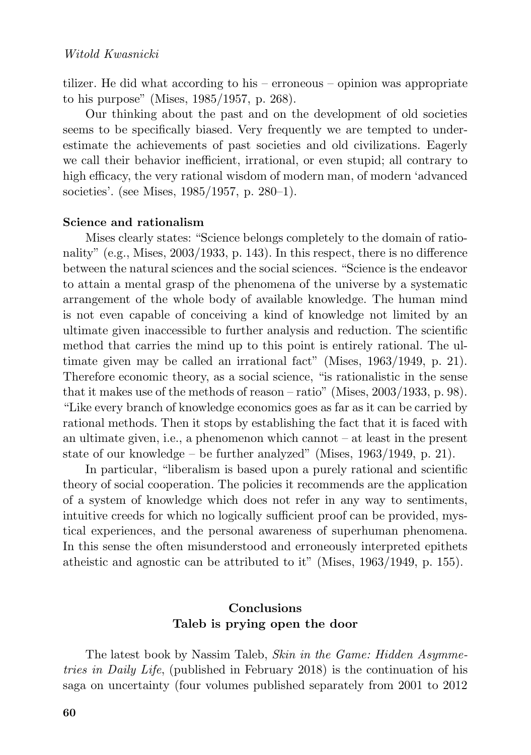tilizer. He did what according to his – erroneous – opinion was appropriate to his purpose" (Mises, 1985/1957, p. 268).

Our thinking about the past and on the development of old societies seems to be specifically biased. Very frequently we are tempted to underestimate the achievements of past societies and old civilizations. Eagerly we call their behavior inefficient, irrational, or even stupid; all contrary to high efficacy, the very rational wisdom of modern man, of modern 'advanced societies'. (see Mises, 1985/1957, p. 280–1).

**Science and rationalism**

Mises clearly states: "Science belongs completely to the domain of rationality" (e.g., Mises, 2003/1933, p. 143). In this respect, there is no difference between the natural sciences and the social sciences. "Science is the endeavor to attain a mental grasp of the phenomena of the universe by a systematic arrangement of the whole body of available knowledge. The human mind is not even capable of conceiving a kind of knowledge not limited by an ultimate given inaccessible to further analysis and reduction. The scientific method that carries the mind up to this point is entirely rational. The ultimate given may be called an irrational fact" (Mises, 1963/1949, p. 21). Therefore economic theory, as a social science, "is rationalistic in the sense that it makes use of the methods of reason – ratio" (Mises, 2003/1933, p. 98). "Like every branch of knowledge economics goes as far as it can be carried by rational methods. Then it stops by establishing the fact that it is faced with an ultimate given, i.e., a phenomenon which cannot – at least in the present state of our knowledge – be further analyzed" (Mises, 1963/1949, p. 21).

In particular, "liberalism is based upon a purely rational and scientific theory of social cooperation. The policies it recommends are the application of a system of knowledge which does not refer in any way to sentiments, intuitive creeds for which no logically sufficient proof can be provided, mystical experiences, and the personal awareness of superhuman phenomena. In this sense the often misunderstood and erroneously interpreted epithets atheistic and agnostic can be attributed to it" (Mises, 1963/1949, p. 155).

## Conclusions
## Taleb is prying open the door

The latest book by Nassim Taleb, *Skin in the Game: Hidden Asymmetries in Daily Life*, (published in February 2018) is the continuation of his saga on uncertainty (four volumes published separately from 2001 to 2012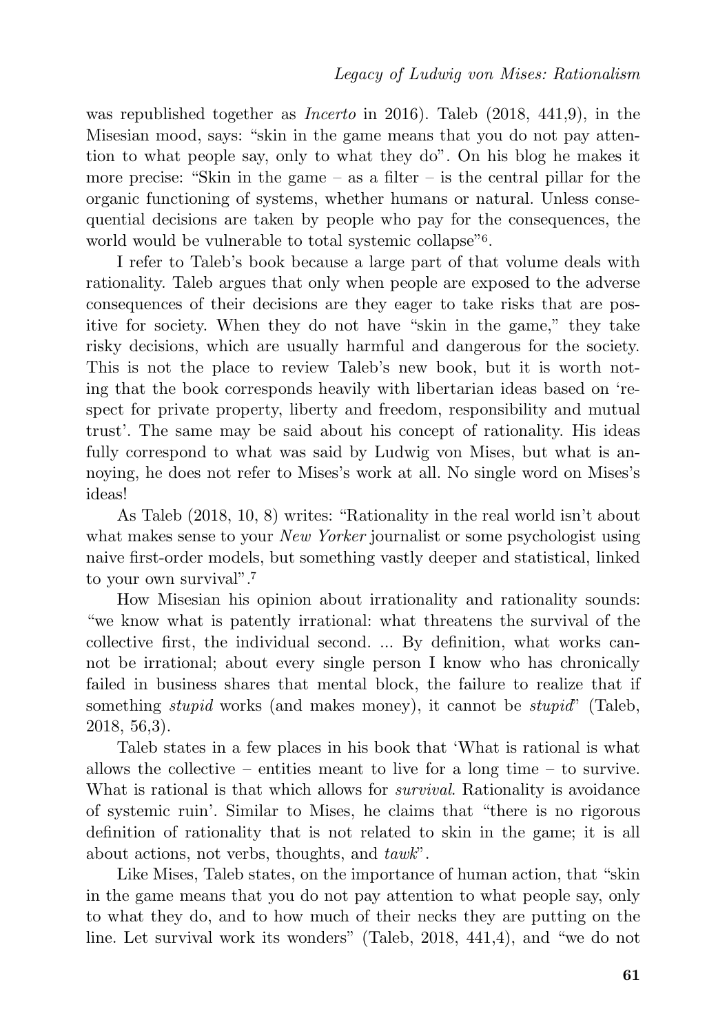was republished together as *Incerto* in 2016). Taleb (2018, 441,9), in the Misesian mood, says: "skin in the game means that you do not pay attention to what people say, only to what they do". On his blog he makes it more precise: "Skin in the game – as a filter – is the central pillar for the organic functioning of systems, whether humans or natural. Unless consequential decisions are taken by people who pay for the consequences, the world would be vulnerable to total systemic collapse"[6].

I refer to Taleb's book because a large part of that volume deals with rationality. Taleb argues that only when people are exposed to the adverse consequences of their decisions are they eager to take risks that are positive for society. When they do not have "skin in the game," they take risky decisions, which are usually harmful and dangerous for the society. This is not the place to review Taleb's new book, but it is worth noting that the book corresponds heavily with libertarian ideas based on 'respect for private property, liberty and freedom, responsibility and mutual trust'. The same may be said about his concept of rationality. His ideas fully correspond to what was said by Ludwig von Mises, but what is annoying, he does not refer to Mises's work at all. No single word on Mises's ideas!

As Taleb (2018, 10, 8) writes: "Rationality in the real world isn't about what makes sense to your *New Yorker* journalist or some psychologist using naive first-order models, but something vastly deeper and statistical, linked to your own survival".[7]

How Misesian his opinion about irrationality and rationality sounds: "we know what is patently irrational: what threatens the survival of the collective first, the individual second. ... By definition, what works cannot be irrational; about every single person I know who has chronically failed in business shares that mental block, the failure to realize that if something *stupid* works (and makes money), it cannot be *stupid*" (Taleb, 2018, 56,3).

Taleb states in a few places in his book that 'What is rational is what allows the collective – entities meant to live for a long time – to survive. What is rational is that which allows for *survival*. Rationality is avoidance of systemic ruin'. Similar to Mises, he claims that "there is no rigorous definition of rationality that is not related to skin in the game; it is all about actions, not verbs, thoughts, and *tawk*".

Like Mises, Taleb states, on the importance of human action, that "skin in the game means that you do not pay attention to what people say, only to what they do, and to how much of their necks they are putting on the line. Let survival work its wonders" (Taleb, 2018, 441,4), and "we do not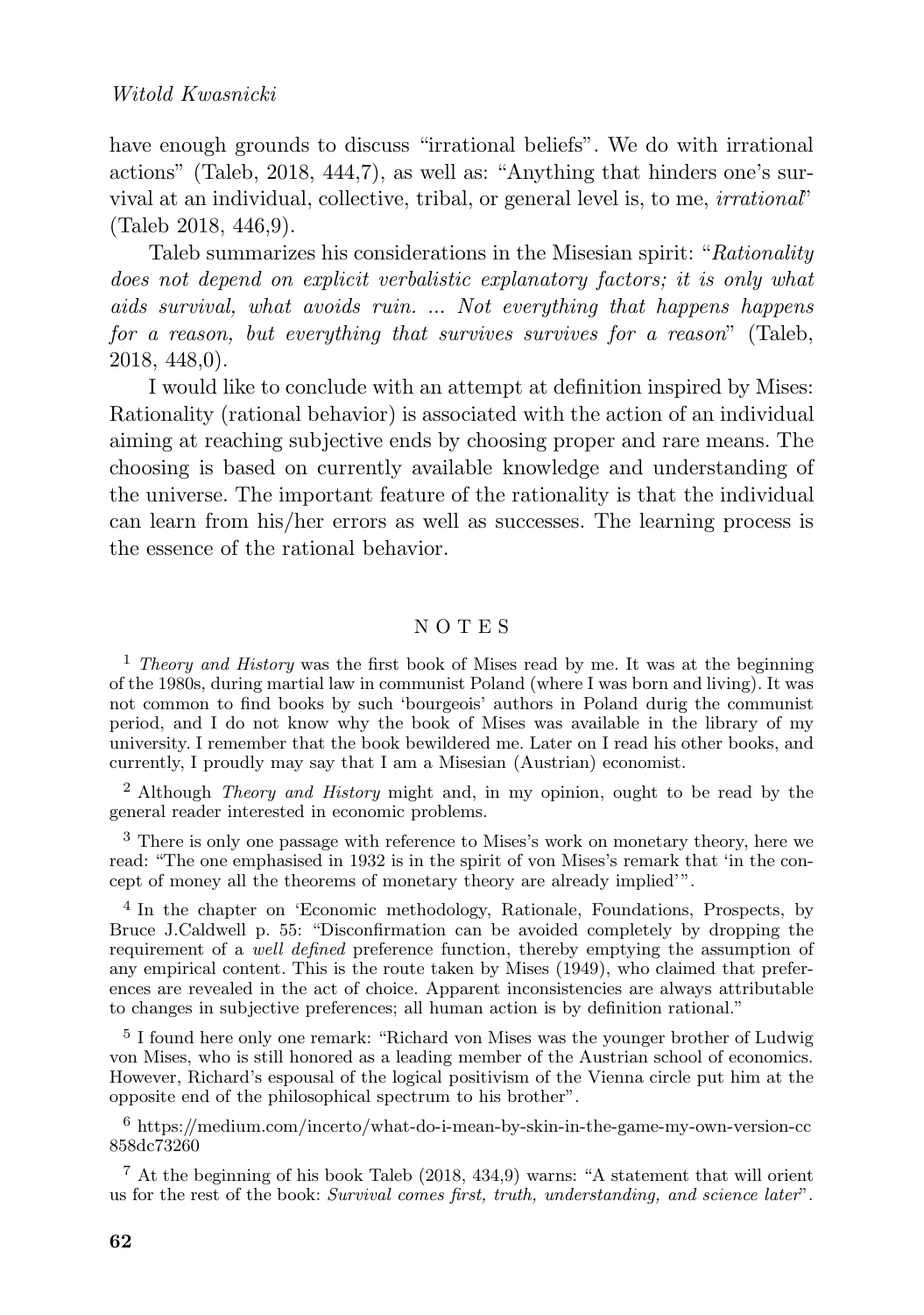have enough grounds to discuss "irrational beliefs". We do with irrational actions" (Taleb, 2018, 444,7), as well as: "Anything that hinders one's survival at an individual, collective, tribal, or general level is, to me, *irrational*" (Taleb 2018, 446,9).

Taleb summarizes his considerations in the Misesian spirit: "*Rationality does not depend on explicit verbalistic explanatory factors; it is only what aids survival, what avoids ruin. ... Not everything that happens happens for a reason, but everything that survives survives for a reason*" (Taleb, 2018, 448,0).

I would like to conclude with an attempt at definition inspired by Mises: Rationality (rational behavior) is associated with the action of an individual aiming at reaching subjective ends by choosing proper and rare means. The choosing is based on currently available knowledge and understanding of the universe. The important feature of the rationality is that the individual can learn from his/her errors as well as successes. The learning process is the essence of the rational behavior.

## NOTES

[1] *Theory and History* was the first book of Mises read by me. It was at the beginning of the 1980s, during martial law in communist Poland (where I was born and living). It was not common to find books by such 'bourgeois' authors in Poland durig the communist period, and I do not know why the book of Mises was available in the library of my university. I remember that the book bewildered me. Later on I read his other books, and currently, I proudly may say that I am a Misesian (Austrian) economist.

[2] Although *Theory and History* might and, in my opinion, ought to be read by the general reader interested in economic problems.

[3] There is only one passage with reference to Mises's work on monetary theory, here we read: "The one emphasised in 1932 is in the spirit of von Mises's remark that 'in the concept of money all the theorems of monetary theory are already implied'".

[4] In the chapter on 'Economic methodology, Rationale, Foundations, Prospects, by Bruce J.Caldwell p. 55: "Disconfirmation can be avoided completely by dropping the requirement of a *well defined* preference function, thereby emptying the assumption of any empirical content. This is the route taken by Mises (1949), who claimed that preferences are revealed in the act of choice. Apparent inconsistencies are always attributable to changes in subjective preferences; all human action is by definition rational."

[5] I found here only one remark: "Richard von Mises was the younger brother of Ludwig von Mises, who is still honored as a leading member of the Austrian school of economics. However, Richard's espousal of the logical positivism of the Vienna circle put him at the opposite end of the philosophical spectrum to his brother".

[6] https://medium.com/incerto/what-do-i-mean-by-skin-in-the-game-my-own-version-cc858dc73260

[7] At the beginning of his book Taleb (2018, 434,9) warns: "A statement that will orient us for the rest of the book: *Survival comes first, truth, understanding, and science later*".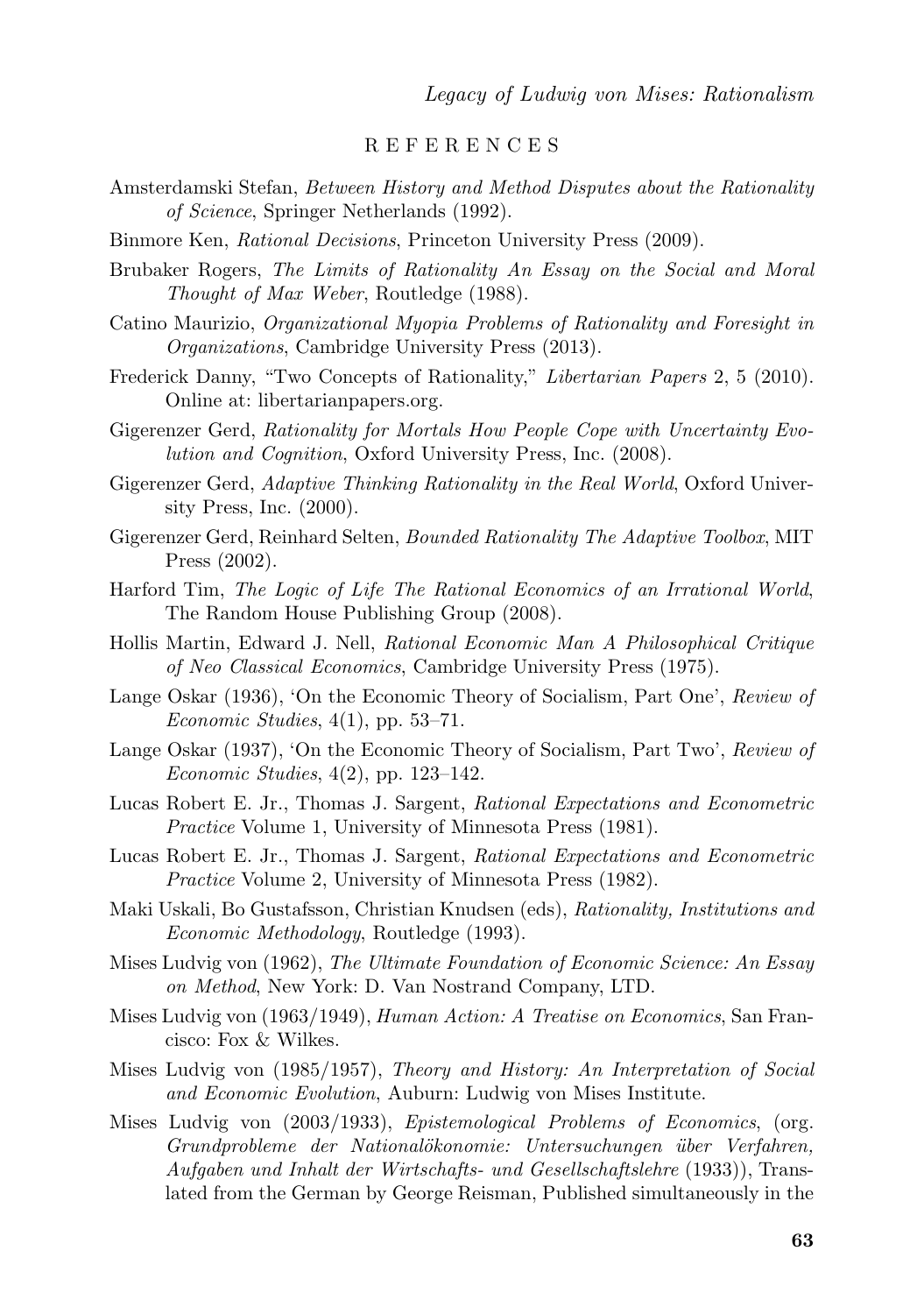## REFERENCES

Amsterdamski Stefan, *Between History and Method Disputes about the Rationality of Science*, Springer Netherlands (1992).

Binmore Ken, *Rational Decisions*, Princeton University Press (2009).

Brubaker Rogers, *The Limits of Rationality An Essay on the Social and Moral Thought of Max Weber*, Routledge (1988).

Catino Maurizio, *Organizational Myopia Problems of Rationality and Foresight in Organizations*, Cambridge University Press (2013).

Frederick Danny, "Two Concepts of Rationality," *Libertarian Papers* 2, 5 (2010). Online at: libertarianpapers.org.

Gigerenzer Gerd, *Rationality for Mortals How People Cope with Uncertainty Evolution and Cognition*, Oxford University Press, Inc. (2008).

Gigerenzer Gerd, *Adaptive Thinking Rationality in the Real World*, Oxford University Press, Inc. (2000).

Gigerenzer Gerd, Reinhard Selten, *Bounded Rationality The Adaptive Toolbox*, MIT Press (2002).

Harford Tim, *The Logic of Life The Rational Economics of an Irrational World*, The Random House Publishing Group (2008).

Hollis Martin, Edward J. Nell, *Rational Economic Man A Philosophical Critique of Neo Classical Economics*, Cambridge University Press (1975).

Lange Oskar (1936), 'On the Economic Theory of Socialism, Part One', *Review of Economic Studies*, 4(1), pp. 53–71.

Lange Oskar (1937), 'On the Economic Theory of Socialism, Part Two', *Review of Economic Studies*, 4(2), pp. 123–142.

Lucas Robert E. Jr., Thomas J. Sargent, *Rational Expectations and Econometric Practice* Volume 1, University of Minnesota Press (1981).

Lucas Robert E. Jr., Thomas J. Sargent, *Rational Expectations and Econometric Practice* Volume 2, University of Minnesota Press (1982).

Maki Uskali, Bo Gustafsson, Christian Knudsen (eds), *Rationality, Institutions and Economic Methodology*, Routledge (1993).

Mises Ludvig von (1962), *The Ultimate Foundation of Economic Science: An Essay on Method*, New York: D. Van Nostrand Company, LTD.

Mises Ludvig von (1963/1949), *Human Action: A Treatise on Economics*, San Francisco: Fox & Wilkes.

Mises Ludvig von (1985/1957), *Theory and History: An Interpretation of Social and Economic Evolution*, Auburn: Ludwig von Mises Institute.

Mises Ludvig von (2003/1933), *Epistemological Problems of Economics*, (org. *Grundprobleme der Nationalökonomie: Untersuchungen über Verfahren, Aufgaben und Inhalt der Wirtschafts- und Gesellschaftslehre* (1933)), Translated from the German by George Reisman, Published simultaneously in the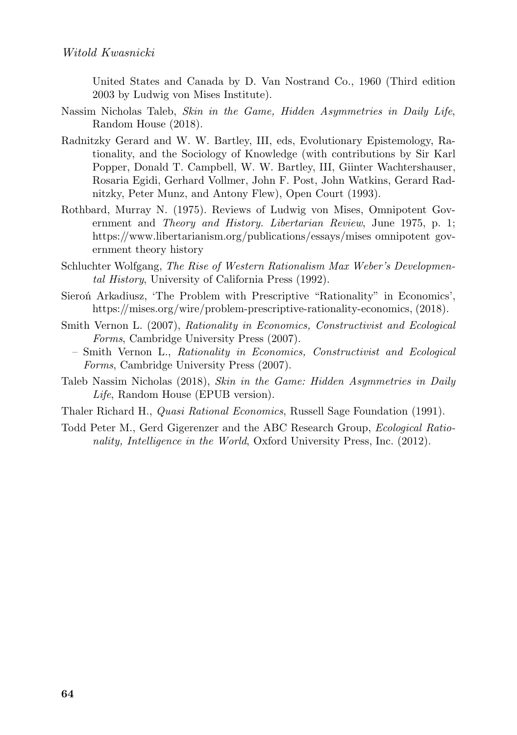United States and Canada by D. Van Nostrand Co., 1960 (Third edition 2003 by Ludwig von Mises Institute).

Nassim Nicholas Taleb, *Skin in the Game, Hidden Asymmetries in Daily Life*, Random House (2018).

Radnitzky Gerard and W. W. Bartley, III, eds, Evolutionary Epistemology, Rationality, and the Sociology of Knowledge (with contributions by Sir Karl Popper, Donald T. Campbell, W. W. Bartley, III, Giinter Wachtershauser, Rosaria Egidi, Gerhard Vollmer, John F. Post, John Watkins, Gerard Radnitzky, Peter Munz, and Antony Flew), Open Court (1993).

Rothbard, Murray N. (1975). Reviews of Ludwig von Mises, Omnipotent Government and *Theory and History. Libertarian Review*, June 1975, p. 1; https://www.libertarianism.org/publications/essays/mises omnipotent government theory history

Schluchter Wolfgang, *The Rise of Western Rationalism Max Weber's Developmental History*, University of California Press (1992).

Sieroń Arkadiusz, 'The Problem with Prescriptive "Rationality" in Economics', https://mises.org/wire/problem-prescriptive-rationality-economics, (2018).

Smith Vernon L. (2007), *Rationality in Economics, Constructivist and Ecological Forms*, Cambridge University Press (2007).

– Smith Vernon L., *Rationality in Economics, Constructivist and Ecological Forms*, Cambridge University Press (2007).

Taleb Nassim Nicholas (2018), *Skin in the Game: Hidden Asymmetries in Daily Life*, Random House (EPUB version).

Thaler Richard H., *Quasi Rational Economics*, Russell Sage Foundation (1991).

Todd Peter M., Gerd Gigerenzer and the ABC Research Group, *Ecological Rationality, Intelligence in the World*, Oxford University Press, Inc. (2012).